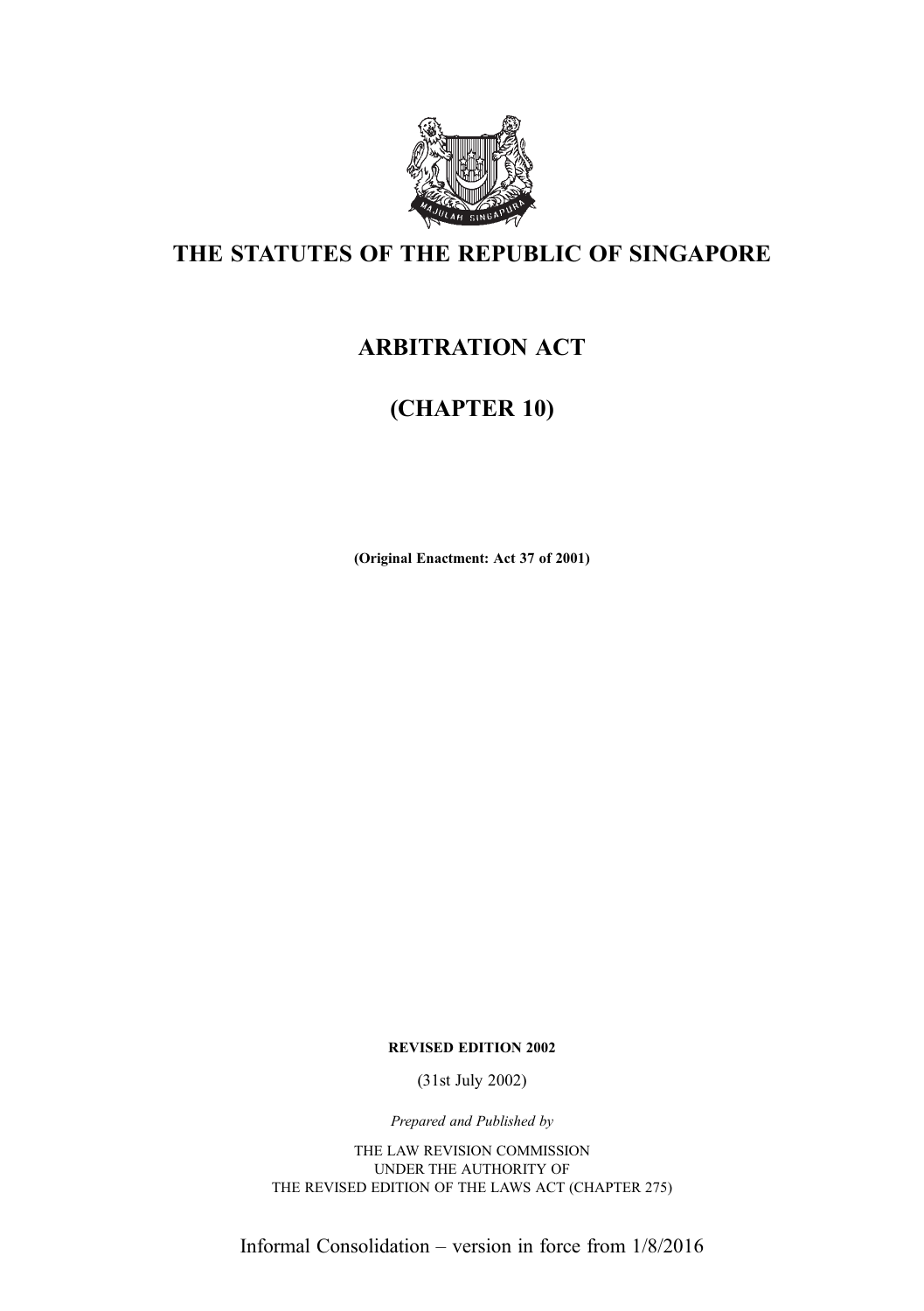# THE STATUTES OF THE REPUBLIC OF SINGAPORE

# ARBITRATION ACT

# (CHAPTER 10)

**(Original Enactment: Act 37 of 2001)**

**REVISED EDITION 2002**

(31st July 2002)

*Prepared and Published by*

THE LAW REVISION COMMISSION
UNDER THE AUTHORITY OF
THE REVISED EDITION OF THE LAWS ACT (CHAPTER 275)

Informal Consolidation – version in force from 1/8/2016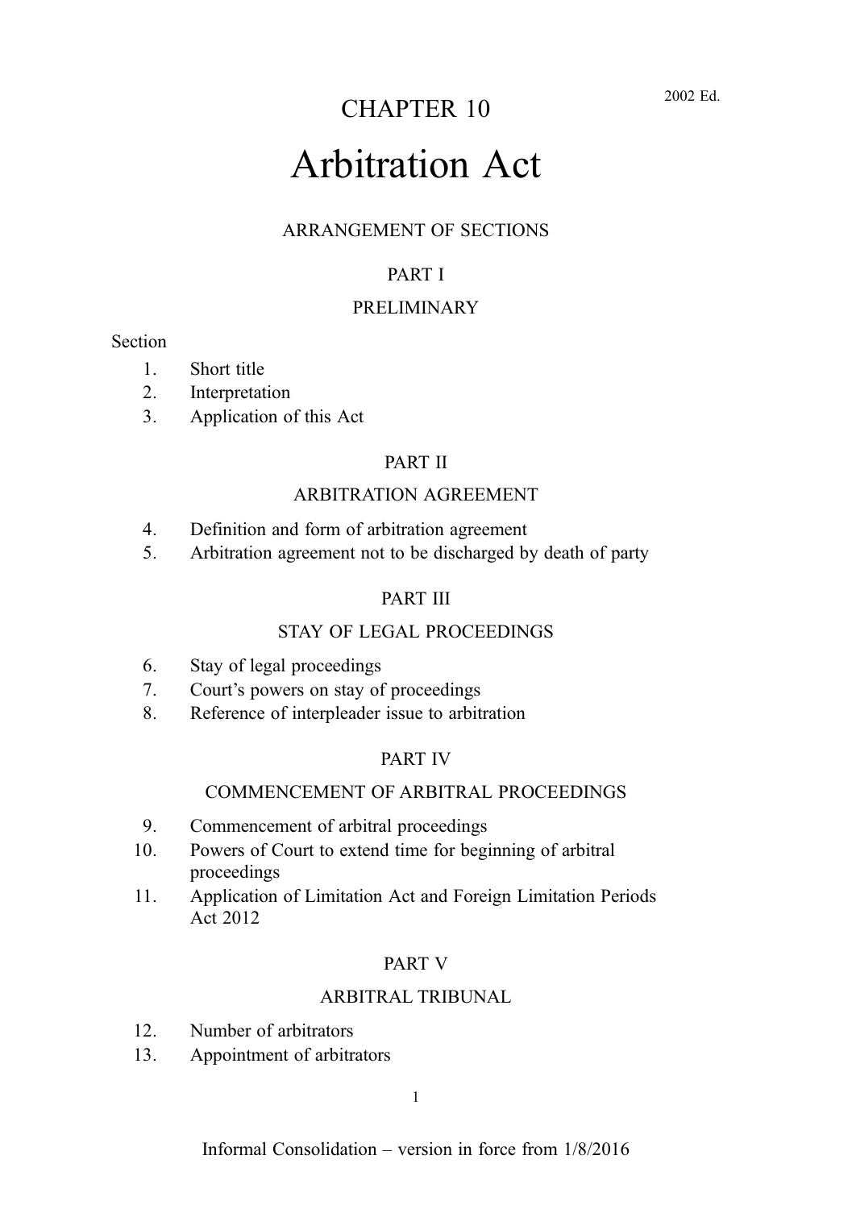# CHAPTER 10

2002 Ed.

# Arbitration Act

ARRANGEMENT OF SECTIONS

## PART I

## PRELIMINARY

Section

1. Short title
2. Interpretation
3. Application of this Act

## PART II

## ARBITRATION AGREEMENT

4. Definition and form of arbitration agreement
5. Arbitration agreement not to be discharged by death of party

## PART III

## STAY OF LEGAL PROCEEDINGS

6. Stay of legal proceedings
7. Court's powers on stay of proceedings
8. Reference of interpleader issue to arbitration

## PART IV

## COMMENCEMENT OF ARBITRAL PROCEEDINGS

9. Commencement of arbitral proceedings
10. Powers of Court to extend time for beginning of arbitral proceedings
11. Application of Limitation Act and Foreign Limitation Periods Act 2012

## PART V

## ARBITRAL TRIBUNAL

12. Number of arbitrators
13. Appointment of arbitrators

Informal Consolidation – version in force from 1/8/2016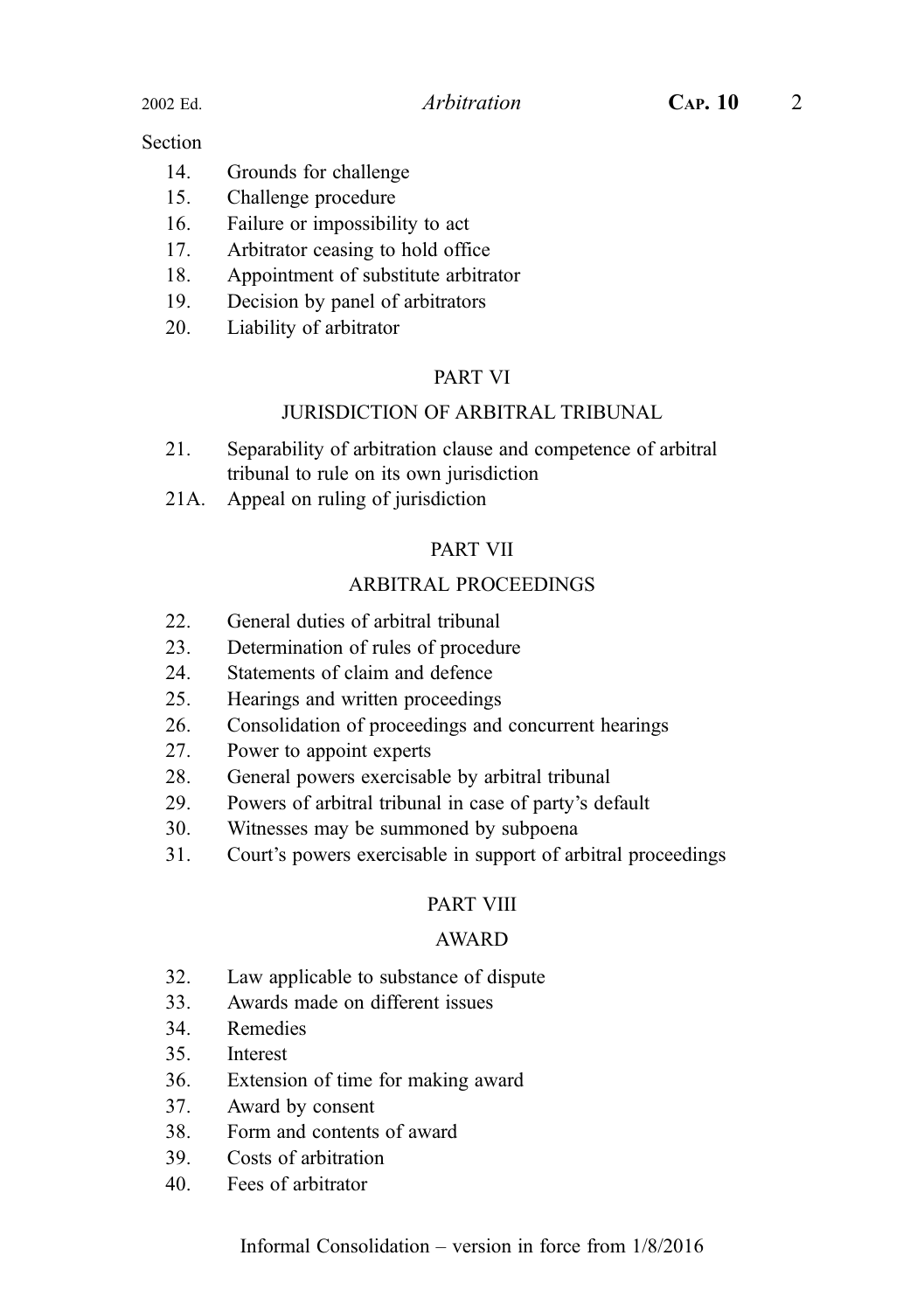Section

14. Grounds for challenge
15. Challenge procedure
16. Failure or impossibility to act
17. Arbitrator ceasing to hold office
18. Appointment of substitute arbitrator
19. Decision by panel of arbitrators
20. Liability of arbitrator

PART VI

JURISDICTION OF ARBITRAL TRIBUNAL

21. Separability of arbitration clause and competence of arbitral tribunal to rule on its own jurisdiction
21A. Appeal on ruling of jurisdiction

PART VII

ARBITRAL PROCEEDINGS

22. General duties of arbitral tribunal
23. Determination of rules of procedure
24. Statements of claim and defence
25. Hearings and written proceedings
26. Consolidation of proceedings and concurrent hearings
27. Power to appoint experts
28. General powers exercisable by arbitral tribunal
29. Powers of arbitral tribunal in case of party's default
30. Witnesses may be summoned by subpoena
31. Court's powers exercisable in support of arbitral proceedings

PART VIII

AWARD

32. Law applicable to substance of dispute
33. Awards made on different issues
34. Remedies
35. Interest
36. Extension of time for making award
37. Award by consent
38. Form and contents of award
39. Costs of arbitration
40. Fees of arbitrator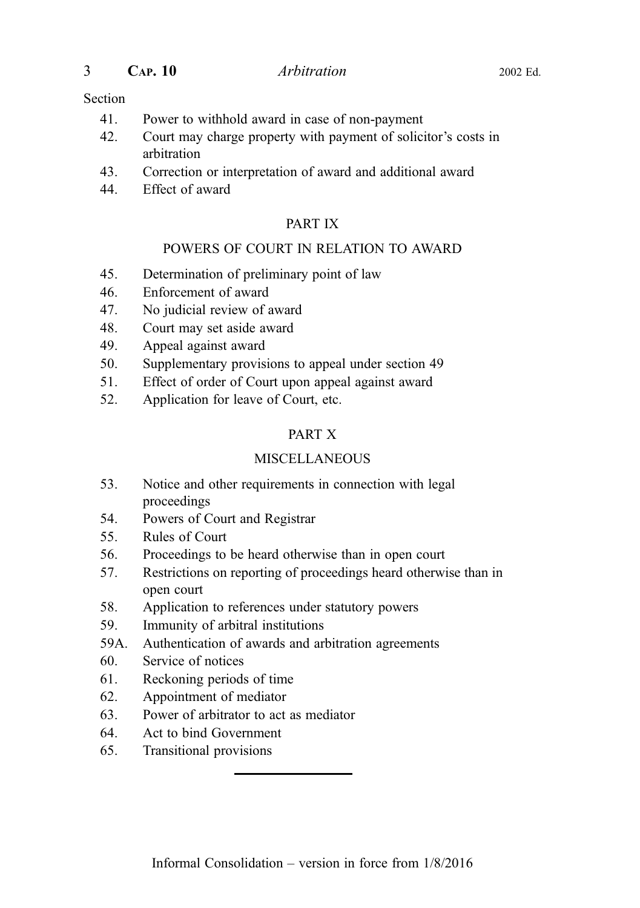Section

41. Power to withhold award in case of non-payment
42. Court may charge property with payment of solicitor's costs in arbitration
43. Correction or interpretation of award and additional award
44. Effect of award

PART IX

POWERS OF COURT IN RELATION TO AWARD

45. Determination of preliminary point of law
46. Enforcement of award
47. No judicial review of award
48. Court may set aside award
49. Appeal against award
50. Supplementary provisions to appeal under section 49
51. Effect of order of Court upon appeal against award
52. Application for leave of Court, etc.

PART X

MISCELLANEOUS

53. Notice and other requirements in connection with legal proceedings
54. Powers of Court and Registrar
55. Rules of Court
56. Proceedings to be heard otherwise than in open court
57. Restrictions on reporting of proceedings heard otherwise than in open court
58. Application to references under statutory powers
59. Immunity of arbitral institutions

59A. Authentication of awards and arbitration agreements

60. Service of notices
61. Reckoning periods of time
62. Appointment of mediator
63. Power of arbitrator to act as mediator
64. Act to bind Government
65. Transitional provisions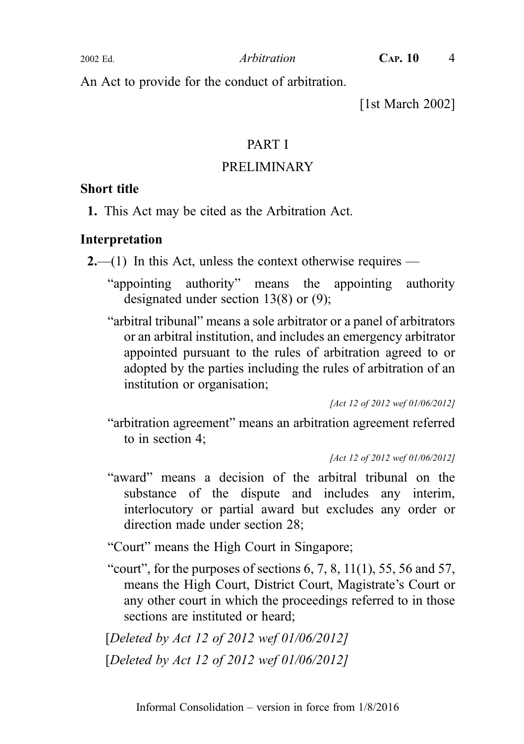An Act to provide for the conduct of arbitration.

[1st March 2002]

## PART I

## PRELIMINARY

### Short title

**1.** This Act may be cited as the Arbitration Act.

### Interpretation

**2.**—(1) In this Act, unless the context otherwise requires —

"appointing authority" means the appointing authority designated under section 13(8) or (9);

"arbitral tribunal" means a sole arbitrator or a panel of arbitrators or an arbitral institution, and includes an emergency arbitrator appointed pursuant to the rules of arbitration agreed to or adopted by the parties including the rules of arbitration of an institution or organisation;

*[Act 12 of 2012 wef 01/06/2012]*

"arbitration agreement" means an arbitration agreement referred to in section 4;

*[Act 12 of 2012 wef 01/06/2012]*

"award" means a decision of the arbitral tribunal on the substance of the dispute and includes any interim, interlocutory or partial award but excludes any order or direction made under section 28;

"Court" means the High Court in Singapore;

"court", for the purposes of sections 6, 7, 8, 11(1), 55, 56 and 57, means the High Court, District Court, Magistrate's Court or any other court in which the proceedings referred to in those sections are instituted or heard;

[*Deleted by Act 12 of 2012 wef 01/06/2012*]

[*Deleted by Act 12 of 2012 wef 01/06/2012*]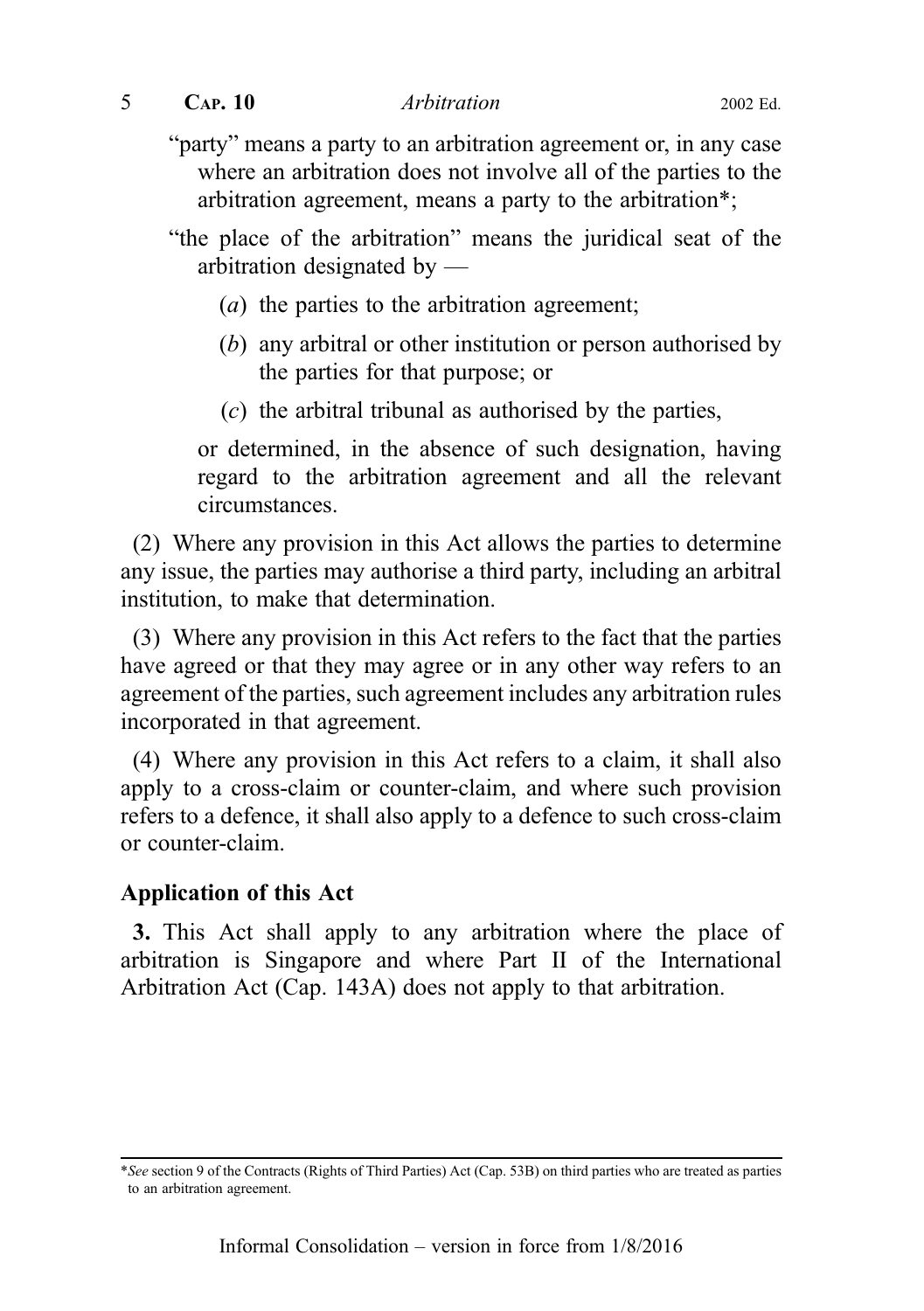"party" means a party to an arbitration agreement or, in any case where an arbitration does not involve all of the parties to the arbitration agreement, means a party to the arbitration*;

"the place of the arbitration" means the juridical seat of the arbitration designated by —

(*a*) the parties to the arbitration agreement;

(*b*) any arbitral or other institution or person authorised by the parties for that purpose; or

(*c*) the arbitral tribunal as authorised by the parties,

or determined, in the absence of such designation, having regard to the arbitration agreement and all the relevant circumstances.

(2) Where any provision in this Act allows the parties to determine any issue, the parties may authorise a third party, including an arbitral institution, to make that determination.

(3) Where any provision in this Act refers to the fact that the parties have agreed or that they may agree or in any other way refers to an agreement of the parties, such agreement includes any arbitration rules incorporated in that agreement.

(4) Where any provision in this Act refers to a claim, it shall also apply to a cross-claim or counter-claim, and where such provision refers to a defence, it shall also apply to a defence to such cross-claim or counter-claim.

### Application of this Act

**3.** This Act shall apply to any arbitration where the place of arbitration is Singapore and where Part II of the International Arbitration Act (Cap. 143A) does not apply to that arbitration.

---

**See* section 9 of the Contracts (Rights of Third Parties) Act (Cap. 53B) on third parties who are treated as parties to an arbitration agreement.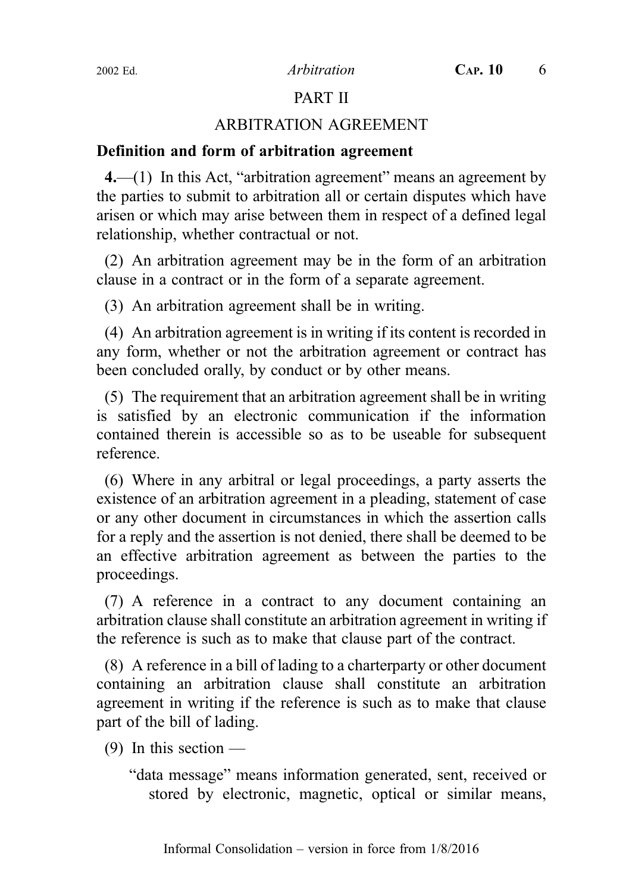## PART II

## ARBITRATION AGREEMENT

### Definition and form of arbitration agreement

**4.**—(1) In this Act, "arbitration agreement" means an agreement by the parties to submit to arbitration all or certain disputes which have arisen or which may arise between them in respect of a defined legal relationship, whether contractual or not.

(2) An arbitration agreement may be in the form of an arbitration clause in a contract or in the form of a separate agreement.

(3) An arbitration agreement shall be in writing.

(4) An arbitration agreement is in writing if its content is recorded in any form, whether or not the arbitration agreement or contract has been concluded orally, by conduct or by other means.

(5) The requirement that an arbitration agreement shall be in writing is satisfied by an electronic communication if the information contained therein is accessible so as to be useable for subsequent reference.

(6) Where in any arbitral or legal proceedings, a party asserts the existence of an arbitration agreement in a pleading, statement of case or any other document in circumstances in which the assertion calls for a reply and the assertion is not denied, there shall be deemed to be an effective arbitration agreement as between the parties to the proceedings.

(7) A reference in a contract to any document containing an arbitration clause shall constitute an arbitration agreement in writing if the reference is such as to make that clause part of the contract.

(8) A reference in a bill of lading to a charterparty or other document containing an arbitration clause shall constitute an arbitration agreement in writing if the reference is such as to make that clause part of the bill of lading.

(9) In this section —

"data message" means information generated, sent, received or stored by electronic, magnetic, optical or similar means,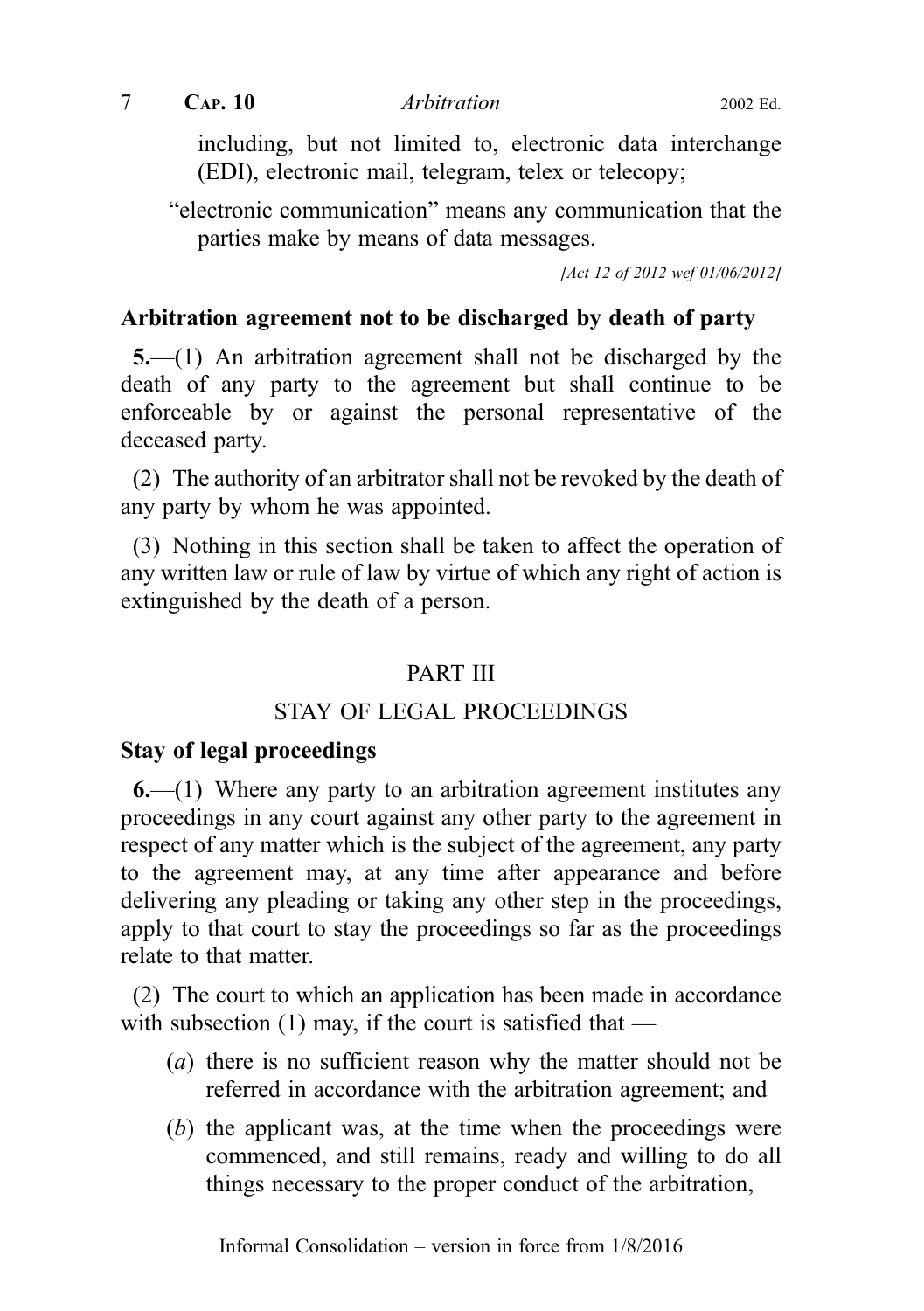including, but not limited to, electronic data interchange (EDI), electronic mail, telegram, telex or telecopy;

"electronic communication" means any communication that the parties make by means of data messages.

*[Act 12 of 2012 wef 01/06/2012]*

**Arbitration agreement not to be discharged by death of party**

**5.**—(1) An arbitration agreement shall not be discharged by the death of any party to the agreement but shall continue to be enforceable by or against the personal representative of the deceased party.

(2) The authority of an arbitrator shall not be revoked by the death of any party by whom he was appointed.

(3) Nothing in this section shall be taken to affect the operation of any written law or rule of law by virtue of which any right of action is extinguished by the death of a person.

## PART III

## STAY OF LEGAL PROCEEDINGS

**Stay of legal proceedings**

**6.**—(1) Where any party to an arbitration agreement institutes any proceedings in any court against any other party to the agreement in respect of any matter which is the subject of the agreement, any party to the agreement may, at any time after appearance and before delivering any pleading or taking any other step in the proceedings, apply to that court to stay the proceedings so far as the proceedings relate to that matter.

(2) The court to which an application has been made in accordance with subsection (1) may, if the court is satisfied that —

(*a*) there is no sufficient reason why the matter should not be referred in accordance with the arbitration agreement; and

(*b*) the applicant was, at the time when the proceedings were commenced, and still remains, ready and willing to do all things necessary to the proper conduct of the arbitration,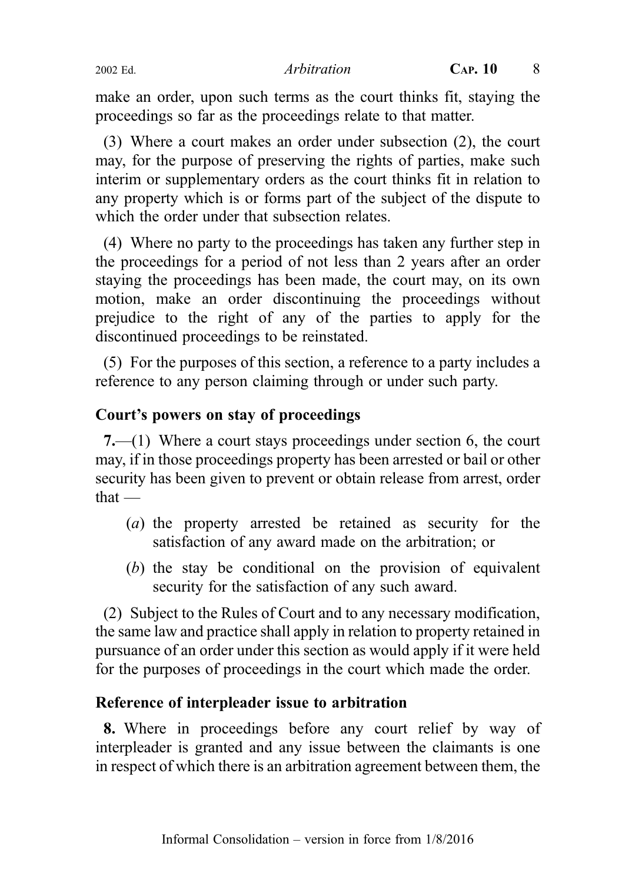make an order, upon such terms as the court thinks fit, staying the proceedings so far as the proceedings relate to that matter.

(3) Where a court makes an order under subsection (2), the court may, for the purpose of preserving the rights of parties, make such interim or supplementary orders as the court thinks fit in relation to any property which is or forms part of the subject of the dispute to which the order under that subsection relates.

(4) Where no party to the proceedings has taken any further step in the proceedings for a period of not less than 2 years after an order staying the proceedings has been made, the court may, on its own motion, make an order discontinuing the proceedings without prejudice to the right of any of the parties to apply for the discontinued proceedings to be reinstated.

(5) For the purposes of this section, a reference to a party includes a reference to any person claiming through or under such party.

### Court's powers on stay of proceedings

**7.**—(1) Where a court stays proceedings under section 6, the court may, if in those proceedings property has been arrested or bail or other security has been given to prevent or obtain release from arrest, order that —

- (*a*) the property arrested be retained as security for the satisfaction of any award made on the arbitration; or
- (*b*) the stay be conditional on the provision of equivalent security for the satisfaction of any such award.

(2) Subject to the Rules of Court and to any necessary modification, the same law and practice shall apply in relation to property retained in pursuance of an order under this section as would apply if it were held for the purposes of proceedings in the court which made the order.

### Reference of interpleader issue to arbitration

**8.** Where in proceedings before any court relief by way of interpleader is granted and any issue between the claimants is one in respect of which there is an arbitration agreement between them, the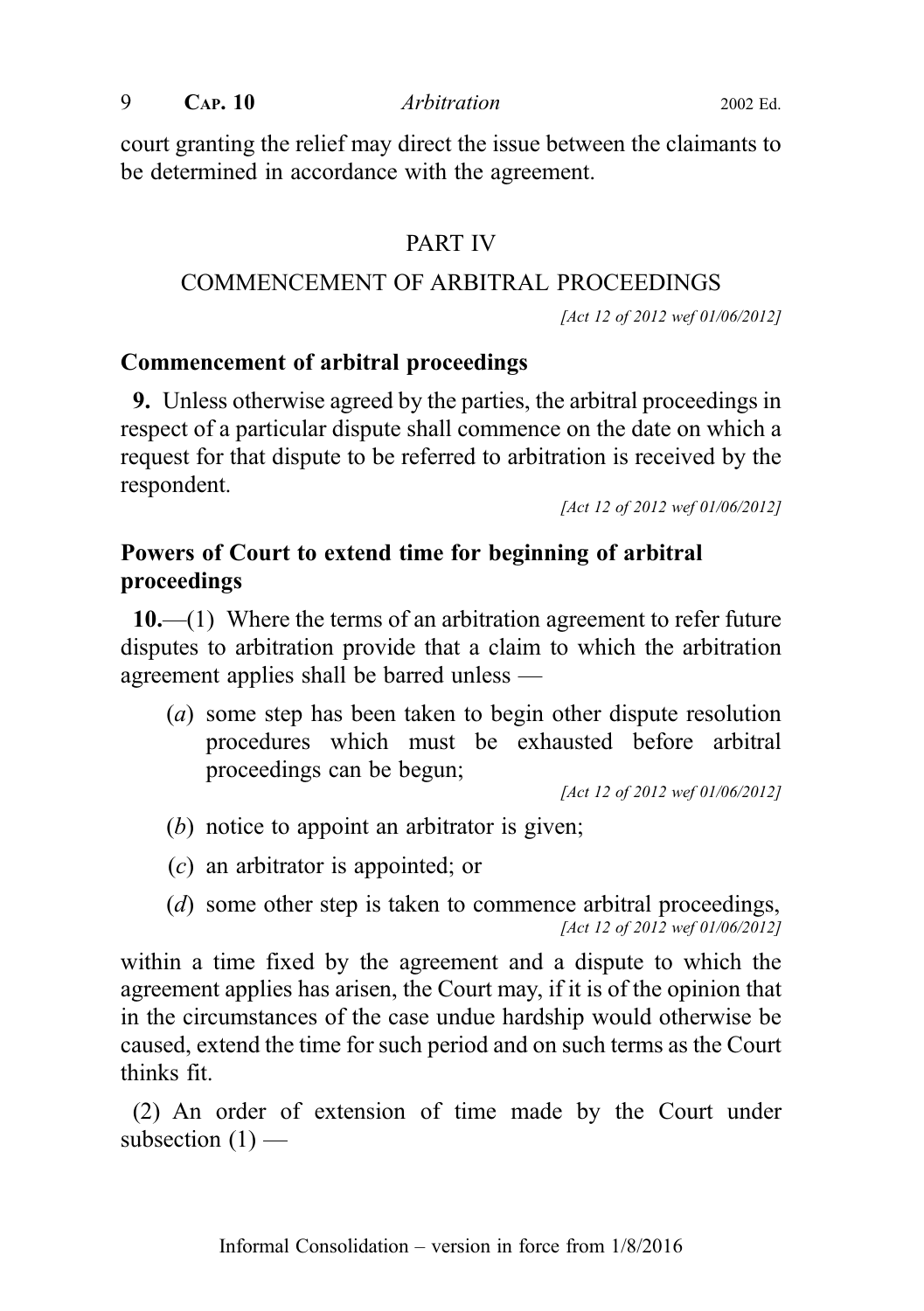court granting the relief may direct the issue between the claimants to be determined in accordance with the agreement.

## PART IV

## COMMENCEMENT OF ARBITRAL PROCEEDINGS

*[Act 12 of 2012 wef 01/06/2012]*

### Commencement of arbitral proceedings

**9.** Unless otherwise agreed by the parties, the arbitral proceedings in respect of a particular dispute shall commence on the date on which a request for that dispute to be referred to arbitration is received by the respondent.

*[Act 12 of 2012 wef 01/06/2012]*

### Powers of Court to extend time for beginning of arbitral proceedings

**10.**—(1) Where the terms of an arbitration agreement to refer future disputes to arbitration provide that a claim to which the arbitration agreement applies shall be barred unless —

(*a*) some step has been taken to begin other dispute resolution procedures which must be exhausted before arbitral proceedings can be begun;

*[Act 12 of 2012 wef 01/06/2012]*

(*b*) notice to appoint an arbitrator is given;

(*c*) an arbitrator is appointed; or

(*d*) some other step is taken to commence arbitral proceedings,

*[Act 12 of 2012 wef 01/06/2012]*

within a time fixed by the agreement and a dispute to which the agreement applies has arisen, the Court may, if it is of the opinion that in the circumstances of the case undue hardship would otherwise be caused, extend the time for such period and on such terms as the Court thinks fit.

(2) An order of extension of time made by the Court under subsection (1) —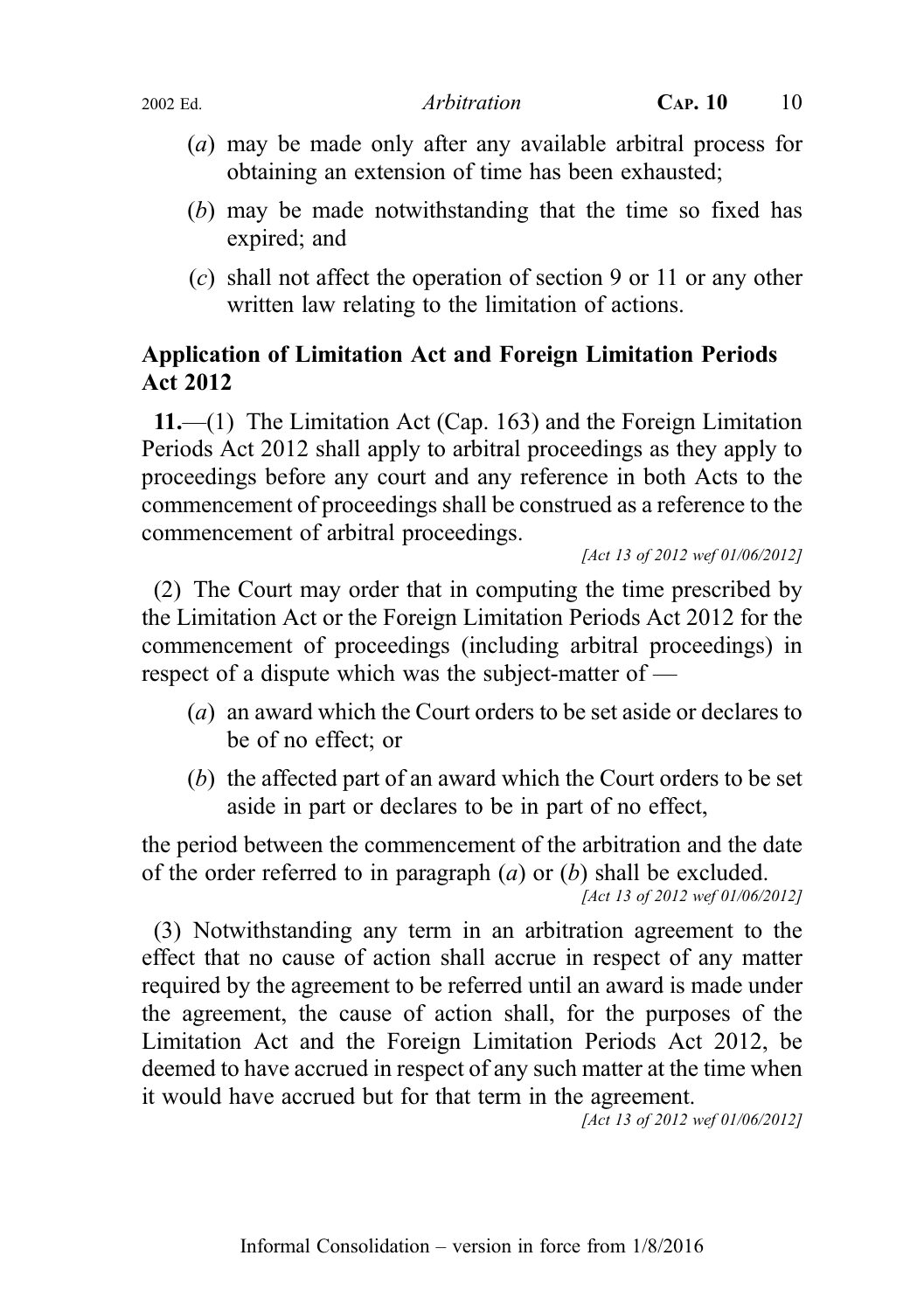(*a*) may be made only after any available arbitral process for obtaining an extension of time has been exhausted;

(*b*) may be made notwithstanding that the time so fixed has expired; and

(*c*) shall not affect the operation of section 9 or 11 or any other written law relating to the limitation of actions.

**Application of Limitation Act and Foreign Limitation Periods Act 2012**

**11.**—(1) The Limitation Act (Cap. 163) and the Foreign Limitation Periods Act 2012 shall apply to arbitral proceedings as they apply to proceedings before any court and any reference in both Acts to the commencement of proceedings shall be construed as a reference to the commencement of arbitral proceedings.

*[Act 13 of 2012 wef 01/06/2012]*

(2) The Court may order that in computing the time prescribed by the Limitation Act or the Foreign Limitation Periods Act 2012 for the commencement of proceedings (including arbitral proceedings) in respect of a dispute which was the subject-matter of —

(*a*) an award which the Court orders to be set aside or declares to be of no effect; or

(*b*) the affected part of an award which the Court orders to be set aside in part or declares to be in part of no effect,

the period between the commencement of the arbitration and the date of the order referred to in paragraph (*a*) or (*b*) shall be excluded.

*[Act 13 of 2012 wef 01/06/2012]*

(3) Notwithstanding any term in an arbitration agreement to the effect that no cause of action shall accrue in respect of any matter required by the agreement to be referred until an award is made under the agreement, the cause of action shall, for the purposes of the Limitation Act and the Foreign Limitation Periods Act 2012, be deemed to have accrued in respect of any such matter at the time when it would have accrued but for that term in the agreement.

*[Act 13 of 2012 wef 01/06/2012]*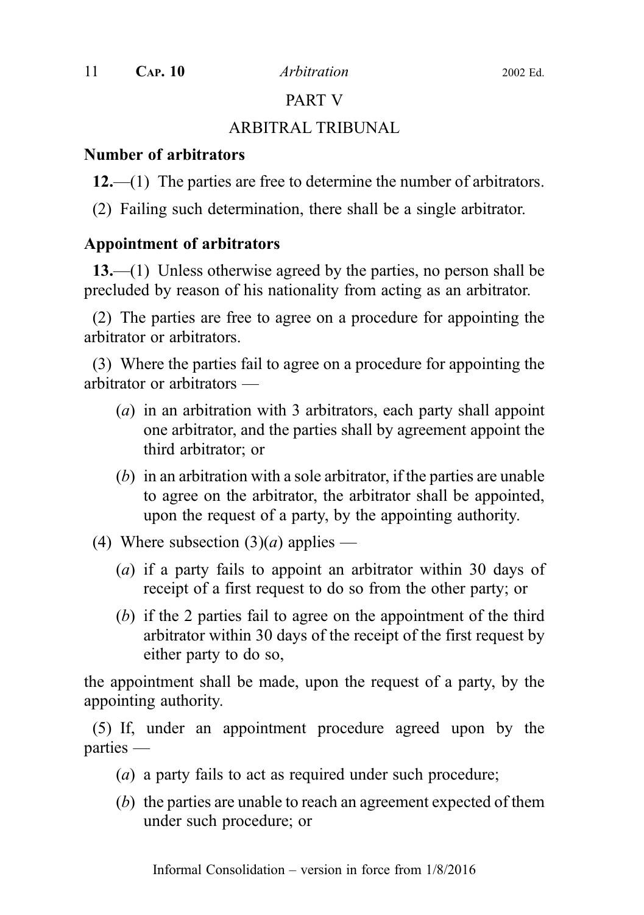## PART V

## ARBITRAL TRIBUNAL

### Number of arbitrators

**12.**—(1) The parties are free to determine the number of arbitrators.

(2) Failing such determination, there shall be a single arbitrator.

### Appointment of arbitrators

**13.**—(1) Unless otherwise agreed by the parties, no person shall be precluded by reason of his nationality from acting as an arbitrator.

(2) The parties are free to agree on a procedure for appointing the arbitrator or arbitrators.

(3) Where the parties fail to agree on a procedure for appointing the arbitrator or arbitrators —

(*a*) in an arbitration with 3 arbitrators, each party shall appoint one arbitrator, and the parties shall by agreement appoint the third arbitrator; or

(*b*) in an arbitration with a sole arbitrator, if the parties are unable to agree on the arbitrator, the arbitrator shall be appointed, upon the request of a party, by the appointing authority.

(4) Where subsection (3)(*a*) applies —

(*a*) if a party fails to appoint an arbitrator within 30 days of receipt of a first request to do so from the other party; or

(*b*) if the 2 parties fail to agree on the appointment of the third arbitrator within 30 days of the receipt of the first request by either party to do so,

the appointment shall be made, upon the request of a party, by the appointing authority.

(5) If, under an appointment procedure agreed upon by the parties —

(*a*) a party fails to act as required under such procedure;

(*b*) the parties are unable to reach an agreement expected of them under such procedure; or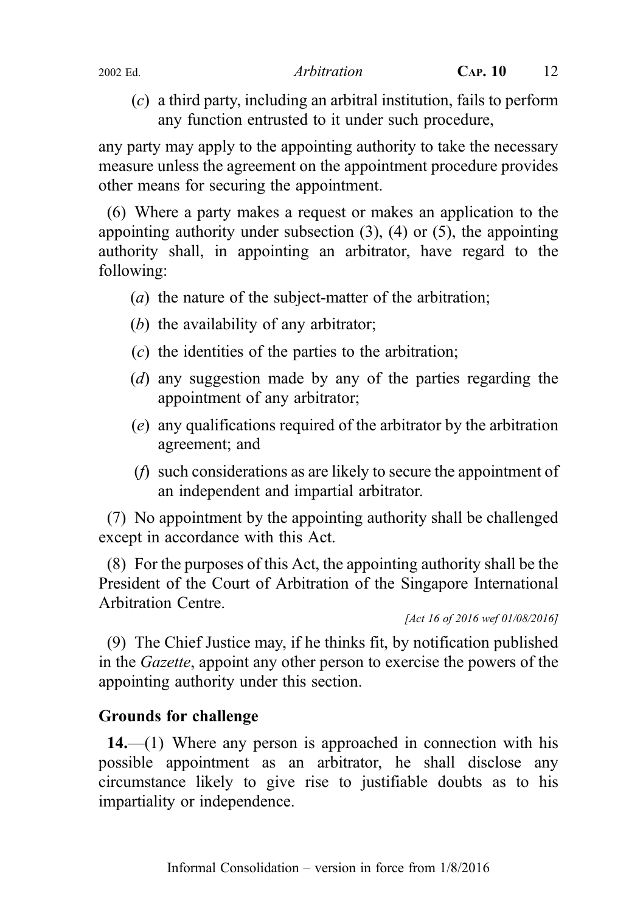(*c*) a third party, including an arbitral institution, fails to perform any function entrusted to it under such procedure,

any party may apply to the appointing authority to take the necessary measure unless the agreement on the appointment procedure provides other means for securing the appointment.

(6) Where a party makes a request or makes an application to the appointing authority under subsection (3), (4) or (5), the appointing authority shall, in appointing an arbitrator, have regard to the following:

(*a*) the nature of the subject-matter of the arbitration;

(*b*) the availability of any arbitrator;

(*c*) the identities of the parties to the arbitration;

(*d*) any suggestion made by any of the parties regarding the appointment of any arbitrator;

(*e*) any qualifications required of the arbitrator by the arbitration agreement; and

(*f*) such considerations as are likely to secure the appointment of an independent and impartial arbitrator.

(7) No appointment by the appointing authority shall be challenged except in accordance with this Act.

(8) For the purposes of this Act, the appointing authority shall be the President of the Court of Arbitration of the Singapore International Arbitration Centre.

*[Act 16 of 2016 wef 01/08/2016]*

(9) The Chief Justice may, if he thinks fit, by notification published in the *Gazette*, appoint any other person to exercise the powers of the appointing authority under this section.

### Grounds for challenge

**14.**—(1) Where any person is approached in connection with his possible appointment as an arbitrator, he shall disclose any circumstance likely to give rise to justifiable doubts as to his impartiality or independence.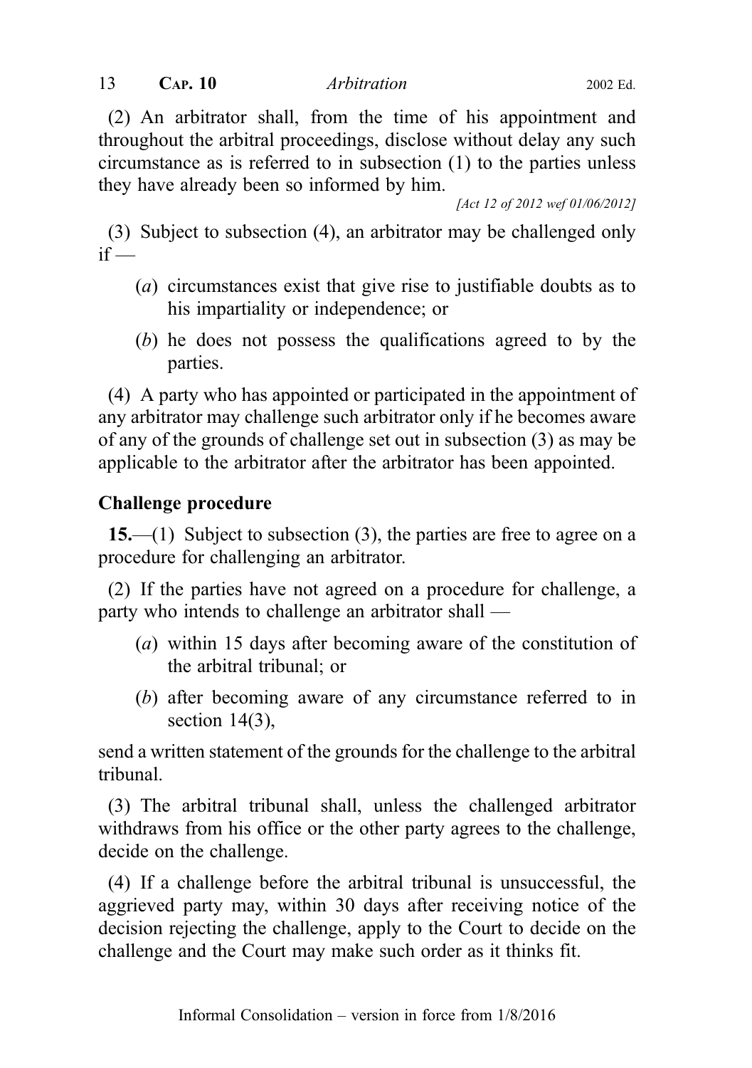(2) An arbitrator shall, from the time of his appointment and throughout the arbitral proceedings, disclose without delay any such circumstance as is referred to in subsection (1) to the parties unless they have already been so informed by him.

*[Act 12 of 2012 wef 01/06/2012]*

(3) Subject to subsection (4), an arbitrator may be challenged only if —

(*a*) circumstances exist that give rise to justifiable doubts as to his impartiality or independence; or

(*b*) he does not possess the qualifications agreed to by the parties.

(4) A party who has appointed or participated in the appointment of any arbitrator may challenge such arbitrator only if he becomes aware of any of the grounds of challenge set out in subsection (3) as may be applicable to the arbitrator after the arbitrator has been appointed.

### Challenge procedure

**15.**—(1) Subject to subsection (3), the parties are free to agree on a procedure for challenging an arbitrator.

(2) If the parties have not agreed on a procedure for challenge, a party who intends to challenge an arbitrator shall —

(*a*) within 15 days after becoming aware of the constitution of the arbitral tribunal; or

(*b*) after becoming aware of any circumstance referred to in section 14(3),

send a written statement of the grounds for the challenge to the arbitral tribunal.

(3) The arbitral tribunal shall, unless the challenged arbitrator withdraws from his office or the other party agrees to the challenge, decide on the challenge.

(4) If a challenge before the arbitral tribunal is unsuccessful, the aggrieved party may, within 30 days after receiving notice of the decision rejecting the challenge, apply to the Court to decide on the challenge and the Court may make such order as it thinks fit.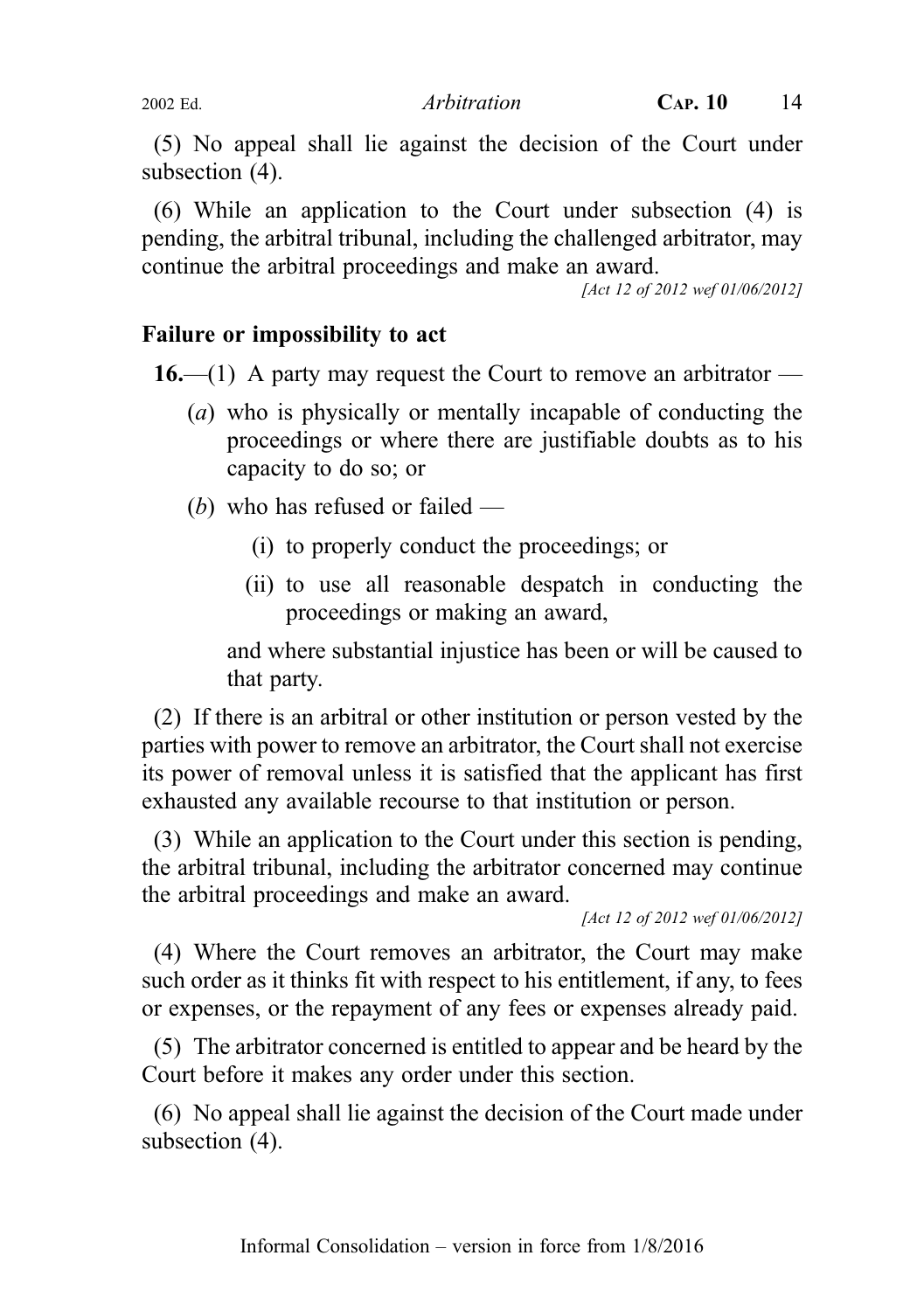(5) No appeal shall lie against the decision of the Court under subsection (4).

(6) While an application to the Court under subsection (4) is pending, the arbitral tribunal, including the challenged arbitrator, may continue the arbitral proceedings and make an award.

*[Act 12 of 2012 wef 01/06/2012]*

### Failure or impossibility to act

**16.**—(1) A party may request the Court to remove an arbitrator —

(*a*) who is physically or mentally incapable of conducting the proceedings or where there are justifiable doubts as to his capacity to do so; or

(*b*) who has refused or failed —

(i) to properly conduct the proceedings; or

(ii) to use all reasonable despatch in conducting the proceedings or making an award,

and where substantial injustice has been or will be caused to that party.

(2) If there is an arbitral or other institution or person vested by the parties with power to remove an arbitrator, the Court shall not exercise its power of removal unless it is satisfied that the applicant has first exhausted any available recourse to that institution or person.

(3) While an application to the Court under this section is pending, the arbitral tribunal, including the arbitrator concerned may continue the arbitral proceedings and make an award.

*[Act 12 of 2012 wef 01/06/2012]*

(4) Where the Court removes an arbitrator, the Court may make such order as it thinks fit with respect to his entitlement, if any, to fees or expenses, or the repayment of any fees or expenses already paid.

(5) The arbitrator concerned is entitled to appear and be heard by the Court before it makes any order under this section.

(6) No appeal shall lie against the decision of the Court made under subsection (4).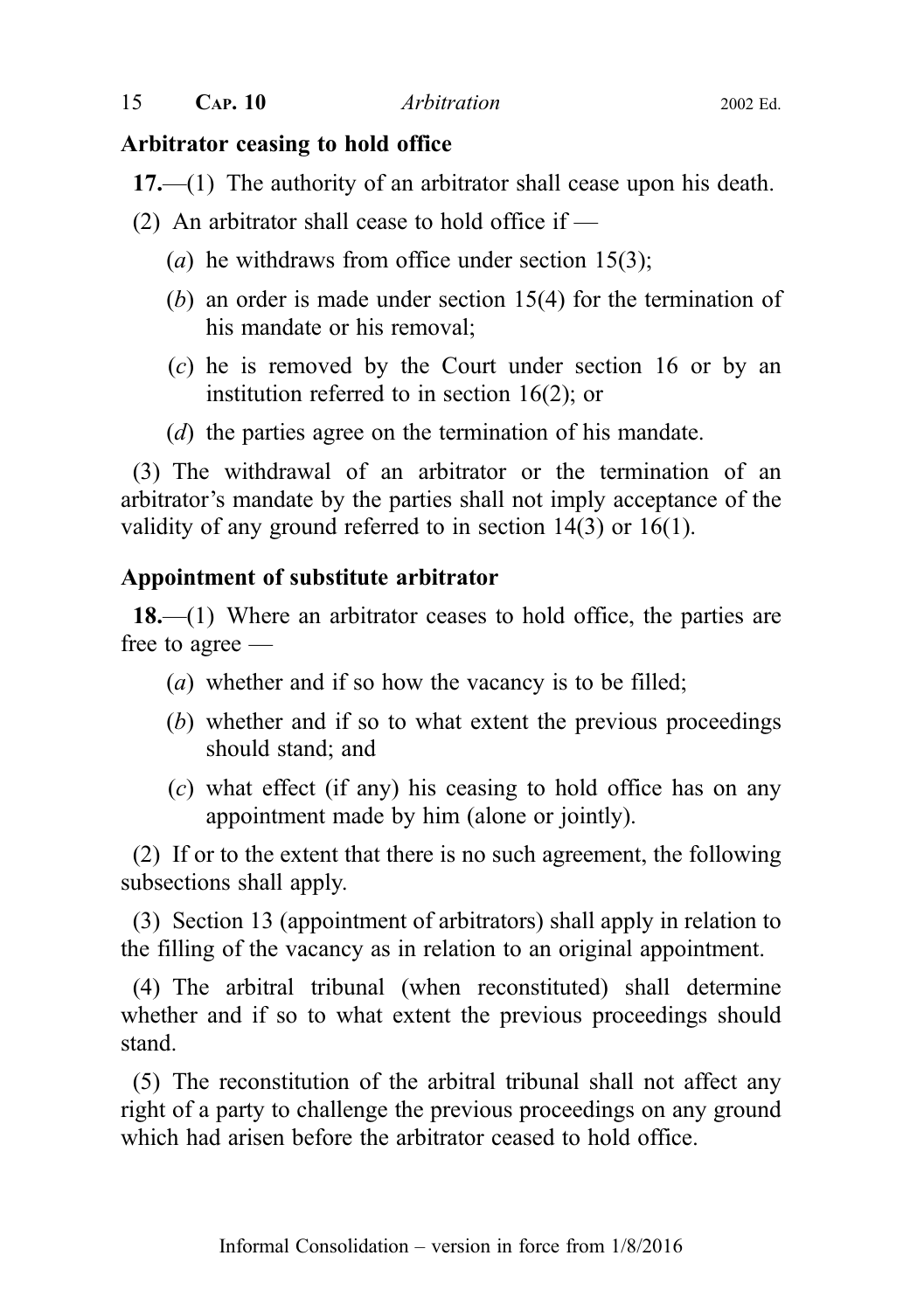### Arbitrator ceasing to hold office

**17.**—(1) The authority of an arbitrator shall cease upon his death.

(2) An arbitrator shall cease to hold office if —

(*a*) he withdraws from office under section 15(3);

(*b*) an order is made under section 15(4) for the termination of his mandate or his removal;

(*c*) he is removed by the Court under section 16 or by an institution referred to in section 16(2); or

(*d*) the parties agree on the termination of his mandate.

(3) The withdrawal of an arbitrator or the termination of an arbitrator's mandate by the parties shall not imply acceptance of the validity of any ground referred to in section 14(3) or 16(1).

### Appointment of substitute arbitrator

**18.**—(1) Where an arbitrator ceases to hold office, the parties are free to agree —

(*a*) whether and if so how the vacancy is to be filled;

(*b*) whether and if so to what extent the previous proceedings should stand; and

(*c*) what effect (if any) his ceasing to hold office has on any appointment made by him (alone or jointly).

(2) If or to the extent that there is no such agreement, the following subsections shall apply.

(3) Section 13 (appointment of arbitrators) shall apply in relation to the filling of the vacancy as in relation to an original appointment.

(4) The arbitral tribunal (when reconstituted) shall determine whether and if so to what extent the previous proceedings should stand.

(5) The reconstitution of the arbitral tribunal shall not affect any right of a party to challenge the previous proceedings on any ground which had arisen before the arbitrator ceased to hold office.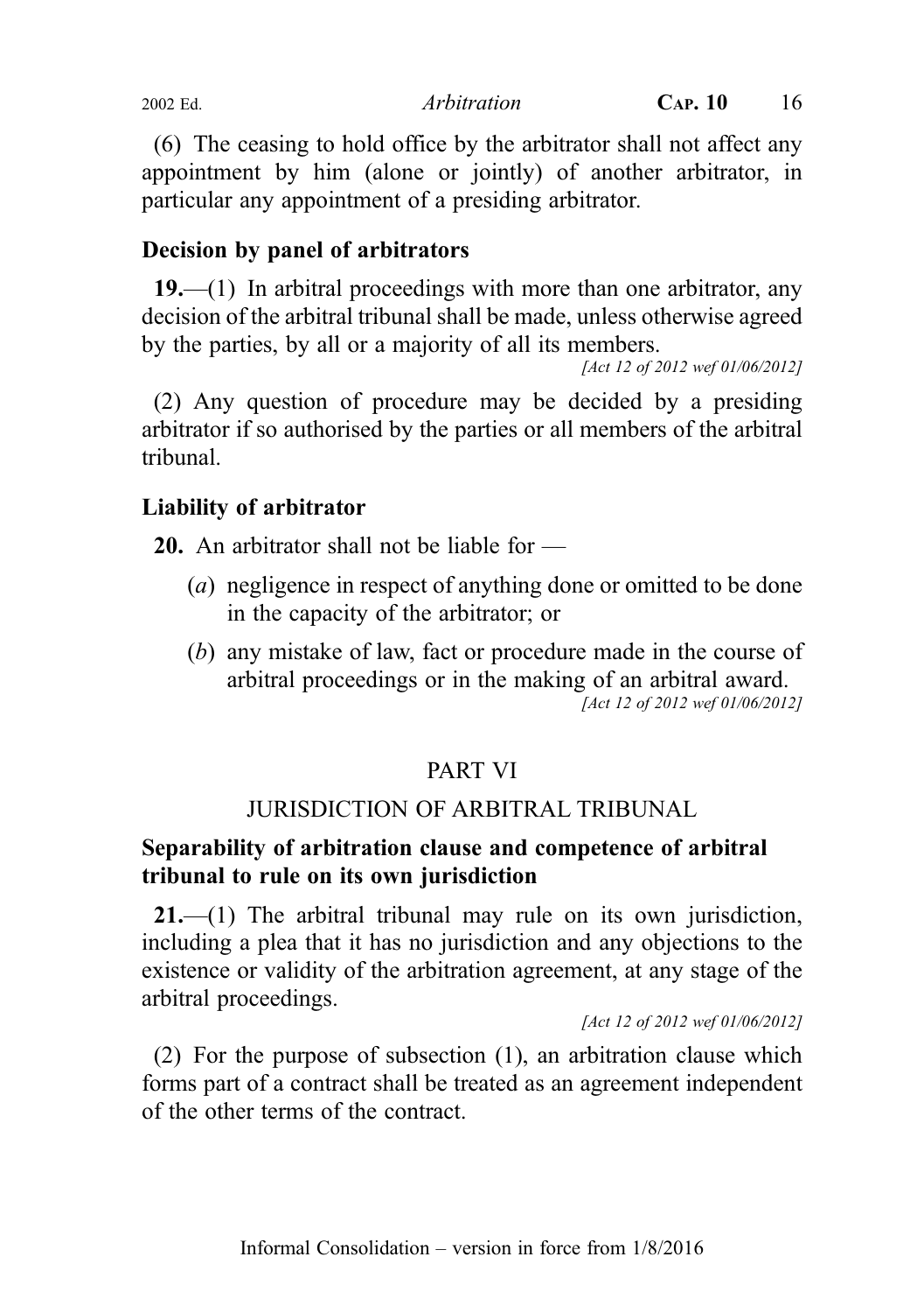(6) The ceasing to hold office by the arbitrator shall not affect any appointment by him (alone or jointly) of another arbitrator, in particular any appointment of a presiding arbitrator.

### Decision by panel of arbitrators

**19.**—(1) In arbitral proceedings with more than one arbitrator, any decision of the arbitral tribunal shall be made, unless otherwise agreed by the parties, by all or a majority of all its members.

*[Act 12 of 2012 wef 01/06/2012]*

(2) Any question of procedure may be decided by a presiding arbitrator if so authorised by the parties or all members of the arbitral tribunal.

### Liability of arbitrator

**20.** An arbitrator shall not be liable for —

(*a*) negligence in respect of anything done or omitted to be done in the capacity of the arbitrator; or

(*b*) any mistake of law, fact or procedure made in the course of arbitral proceedings or in the making of an arbitral award.

*[Act 12 of 2012 wef 01/06/2012]*

## PART VI

## JURISDICTION OF ARBITRAL TRIBUNAL

### Separability of arbitration clause and competence of arbitral tribunal to rule on its own jurisdiction

**21.**—(1) The arbitral tribunal may rule on its own jurisdiction, including a plea that it has no jurisdiction and any objections to the existence or validity of the arbitration agreement, at any stage of the arbitral proceedings.

*[Act 12 of 2012 wef 01/06/2012]*

(2) For the purpose of subsection (1), an arbitration clause which forms part of a contract shall be treated as an agreement independent of the other terms of the contract.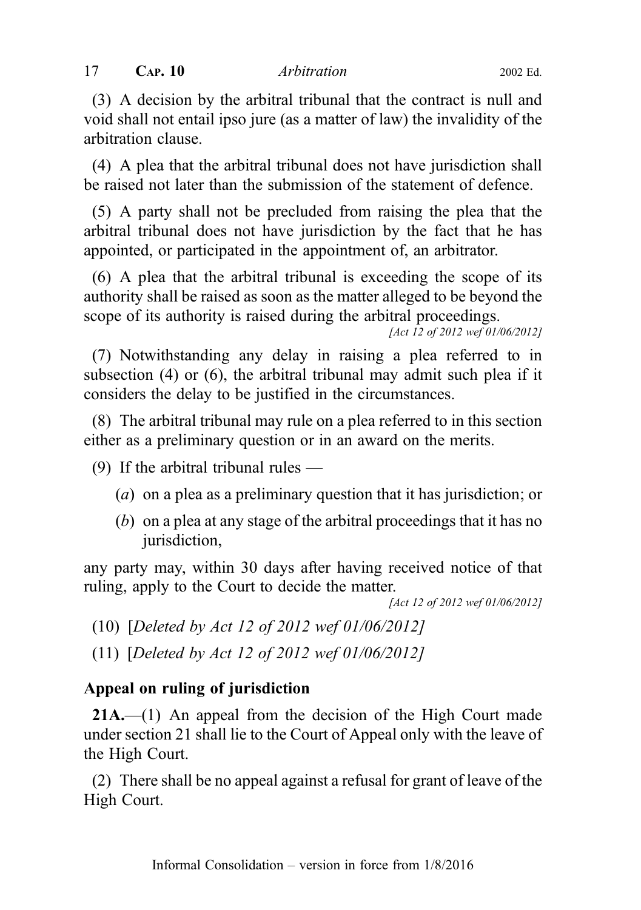(3) A decision by the arbitral tribunal that the contract is null and void shall not entail ipso jure (as a matter of law) the invalidity of the arbitration clause.

(4) A plea that the arbitral tribunal does not have jurisdiction shall be raised not later than the submission of the statement of defence.

(5) A party shall not be precluded from raising the plea that the arbitral tribunal does not have jurisdiction by the fact that he has appointed, or participated in the appointment of, an arbitrator.

(6) A plea that the arbitral tribunal is exceeding the scope of its authority shall be raised as soon as the matter alleged to be beyond the scope of its authority is raised during the arbitral proceedings.

*[Act 12 of 2012 wef 01/06/2012]*

(7) Notwithstanding any delay in raising a plea referred to in subsection (4) or (6), the arbitral tribunal may admit such plea if it considers the delay to be justified in the circumstances.

(8) The arbitral tribunal may rule on a plea referred to in this section either as a preliminary question or in an award on the merits.

(9) If the arbitral tribunal rules —

(*a*) on a plea as a preliminary question that it has jurisdiction; or

(*b*) on a plea at any stage of the arbitral proceedings that it has no jurisdiction,

any party may, within 30 days after having received notice of that ruling, apply to the Court to decide the matter.

*[Act 12 of 2012 wef 01/06/2012]*

(10) [*Deleted by Act 12 of 2012 wef 01/06/2012*]

(11) [*Deleted by Act 12 of 2012 wef 01/06/2012*]

### Appeal on ruling of jurisdiction

**21A.**—(1) An appeal from the decision of the High Court made under section 21 shall lie to the Court of Appeal only with the leave of the High Court.

(2) There shall be no appeal against a refusal for grant of leave of the High Court.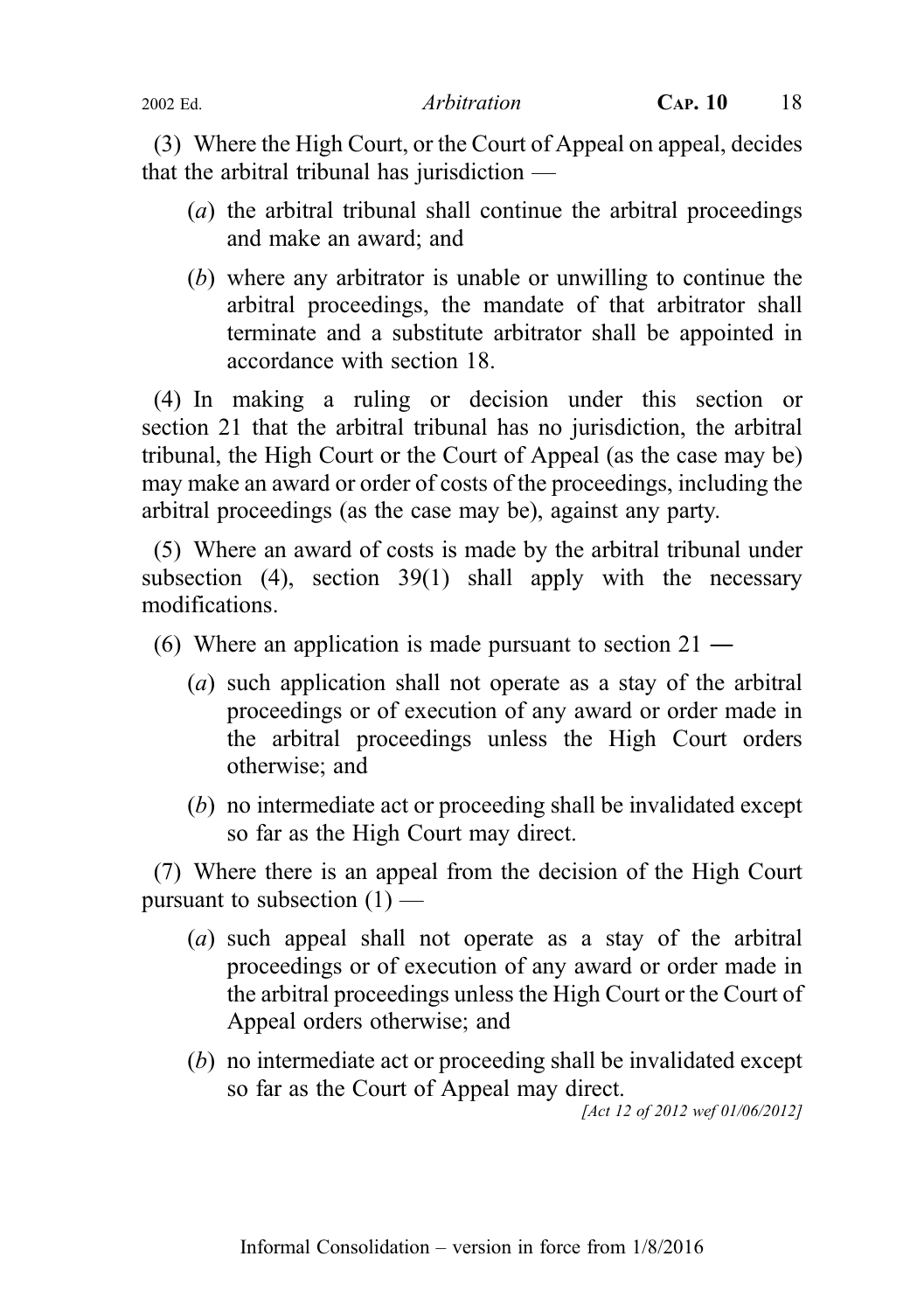(3) Where the High Court, or the Court of Appeal on appeal, decides that the arbitral tribunal has jurisdiction —

(*a*) the arbitral tribunal shall continue the arbitral proceedings and make an award; and

(*b*) where any arbitrator is unable or unwilling to continue the arbitral proceedings, the mandate of that arbitrator shall terminate and a substitute arbitrator shall be appointed in accordance with section 18.

(4) In making a ruling or decision under this section or section 21 that the arbitral tribunal has no jurisdiction, the arbitral tribunal, the High Court or the Court of Appeal (as the case may be) may make an award or order of costs of the proceedings, including the arbitral proceedings (as the case may be), against any party.

(5) Where an award of costs is made by the arbitral tribunal under subsection (4), section 39(1) shall apply with the necessary modifications.

(6) Where an application is made pursuant to section 21 —

(*a*) such application shall not operate as a stay of the arbitral proceedings or of execution of any award or order made in the arbitral proceedings unless the High Court orders otherwise; and

(*b*) no intermediate act or proceeding shall be invalidated except so far as the High Court may direct.

(7) Where there is an appeal from the decision of the High Court pursuant to subsection (1) —

(*a*) such appeal shall not operate as a stay of the arbitral proceedings or of execution of any award or order made in the arbitral proceedings unless the High Court or the Court of Appeal orders otherwise; and

(*b*) no intermediate act or proceeding shall be invalidated except so far as the Court of Appeal may direct.

*[Act 12 of 2012 wef 01/06/2012]*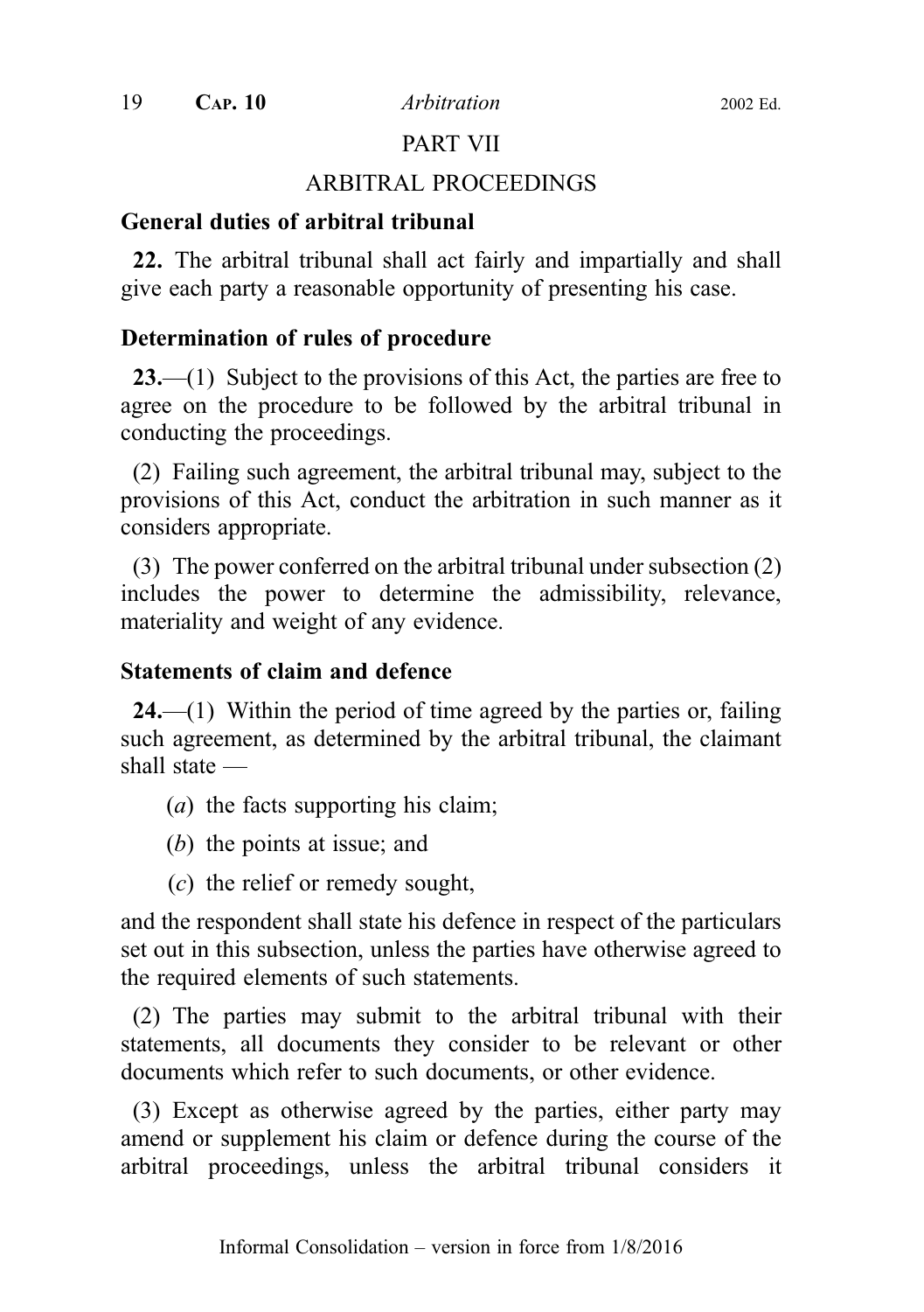## PART VII

## ARBITRAL PROCEEDINGS

**General duties of arbitral tribunal**

**22.** The arbitral tribunal shall act fairly and impartially and shall give each party a reasonable opportunity of presenting his case.

**Determination of rules of procedure**

**23.**—(1) Subject to the provisions of this Act, the parties are free to agree on the procedure to be followed by the arbitral tribunal in conducting the proceedings.

(2) Failing such agreement, the arbitral tribunal may, subject to the provisions of this Act, conduct the arbitration in such manner as it considers appropriate.

(3) The power conferred on the arbitral tribunal under subsection (2) includes the power to determine the admissibility, relevance, materiality and weight of any evidence.

**Statements of claim and defence**

**24.**—(1) Within the period of time agreed by the parties or, failing such agreement, as determined by the arbitral tribunal, the claimant shall state —

(*a*) the facts supporting his claim;

(*b*) the points at issue; and

(*c*) the relief or remedy sought,

and the respondent shall state his defence in respect of the particulars set out in this subsection, unless the parties have otherwise agreed to the required elements of such statements.

(2) The parties may submit to the arbitral tribunal with their statements, all documents they consider to be relevant or other documents which refer to such documents, or other evidence.

(3) Except as otherwise agreed by the parties, either party may amend or supplement his claim or defence during the course of the arbitral proceedings, unless the arbitral tribunal considers it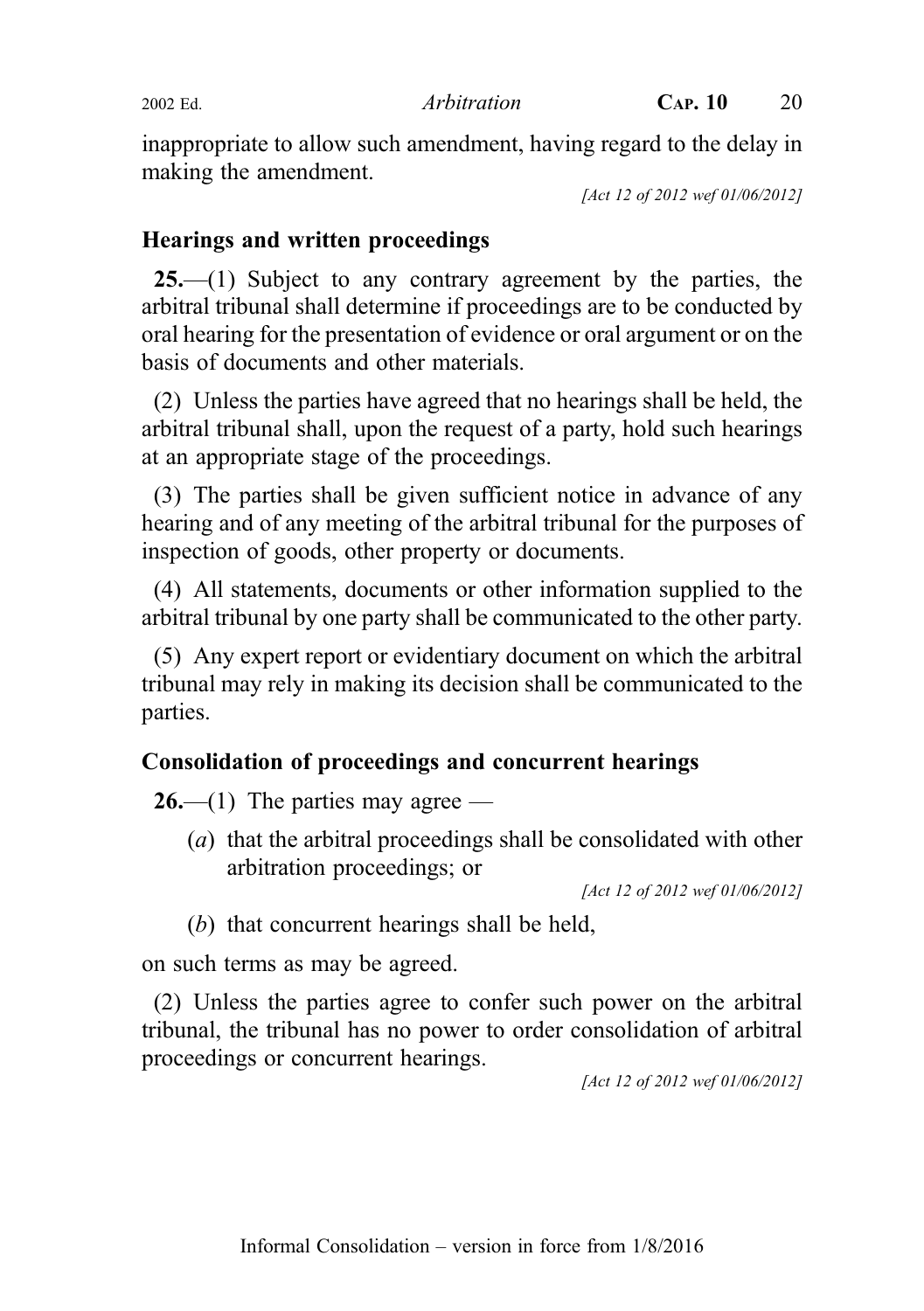inappropriate to allow such amendment, having regard to the delay in making the amendment.

[Act 12 of 2012 wef 01/06/2012]

### Hearings and written proceedings

**25.**—(1) Subject to any contrary agreement by the parties, the arbitral tribunal shall determine if proceedings are to be conducted by oral hearing for the presentation of evidence or oral argument or on the basis of documents and other materials.

(2) Unless the parties have agreed that no hearings shall be held, the arbitral tribunal shall, upon the request of a party, hold such hearings at an appropriate stage of the proceedings.

(3) The parties shall be given sufficient notice in advance of any hearing and of any meeting of the arbitral tribunal for the purposes of inspection of goods, other property or documents.

(4) All statements, documents or other information supplied to the arbitral tribunal by one party shall be communicated to the other party.

(5) Any expert report or evidentiary document on which the arbitral tribunal may rely in making its decision shall be communicated to the parties.

### Consolidation of proceedings and concurrent hearings

**26.**—(1) The parties may agree —

(*a*) that the arbitral proceedings shall be consolidated with other arbitration proceedings; or

[Act 12 of 2012 wef 01/06/2012]

(*b*) that concurrent hearings shall be held,

on such terms as may be agreed.

(2) Unless the parties agree to confer such power on the arbitral tribunal, the tribunal has no power to order consolidation of arbitral proceedings or concurrent hearings.

[Act 12 of 2012 wef 01/06/2012]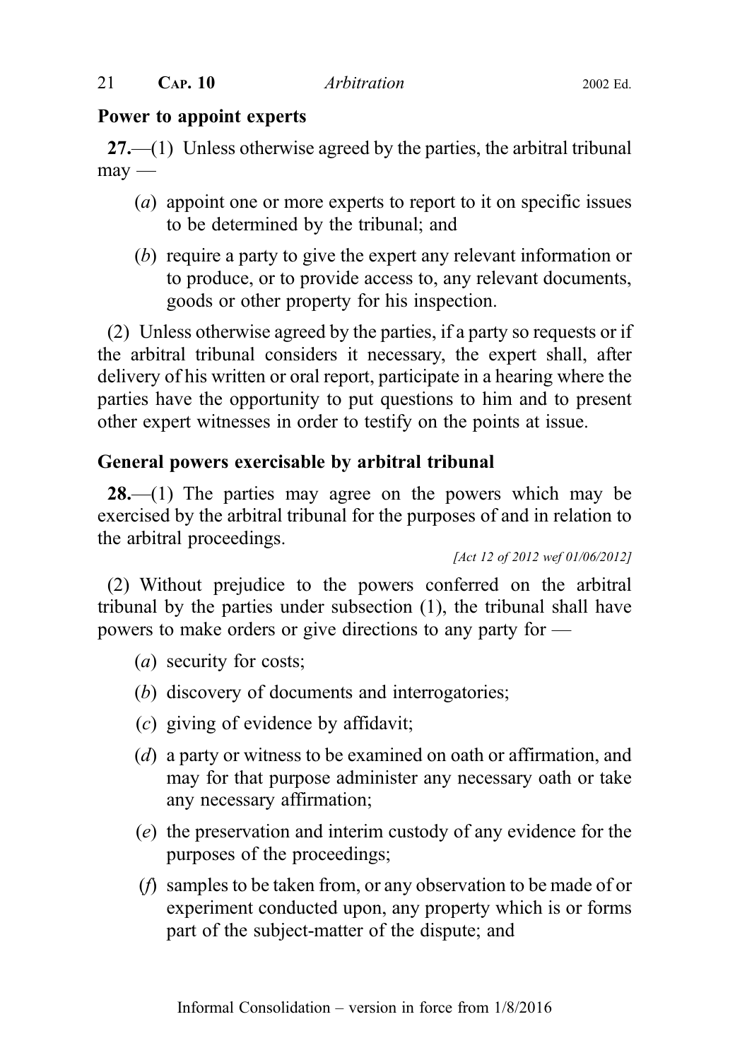**Power to appoint experts**

**27.**—(1) Unless otherwise agreed by the parties, the arbitral tribunal may —

(*a*) appoint one or more experts to report to it on specific issues to be determined by the tribunal; and

(*b*) require a party to give the expert any relevant information or to produce, or to provide access to, any relevant documents, goods or other property for his inspection.

(2) Unless otherwise agreed by the parties, if a party so requests or if the arbitral tribunal considers it necessary, the expert shall, after delivery of his written or oral report, participate in a hearing where the parties have the opportunity to put questions to him and to present other expert witnesses in order to testify on the points at issue.

**General powers exercisable by arbitral tribunal**

**28.**—(1) The parties may agree on the powers which may be exercised by the arbitral tribunal for the purposes of and in relation to the arbitral proceedings.

*[Act 12 of 2012 wef 01/06/2012]*

(2) Without prejudice to the powers conferred on the arbitral tribunal by the parties under subsection (1), the tribunal shall have powers to make orders or give directions to any party for —

(*a*) security for costs;

(*b*) discovery of documents and interrogatories;

(*c*) giving of evidence by affidavit;

(*d*) a party or witness to be examined on oath or affirmation, and may for that purpose administer any necessary oath or take any necessary affirmation;

(*e*) the preservation and interim custody of any evidence for the purposes of the proceedings;

(*f*) samples to be taken from, or any observation to be made of or experiment conducted upon, any property which is or forms part of the subject-matter of the dispute; and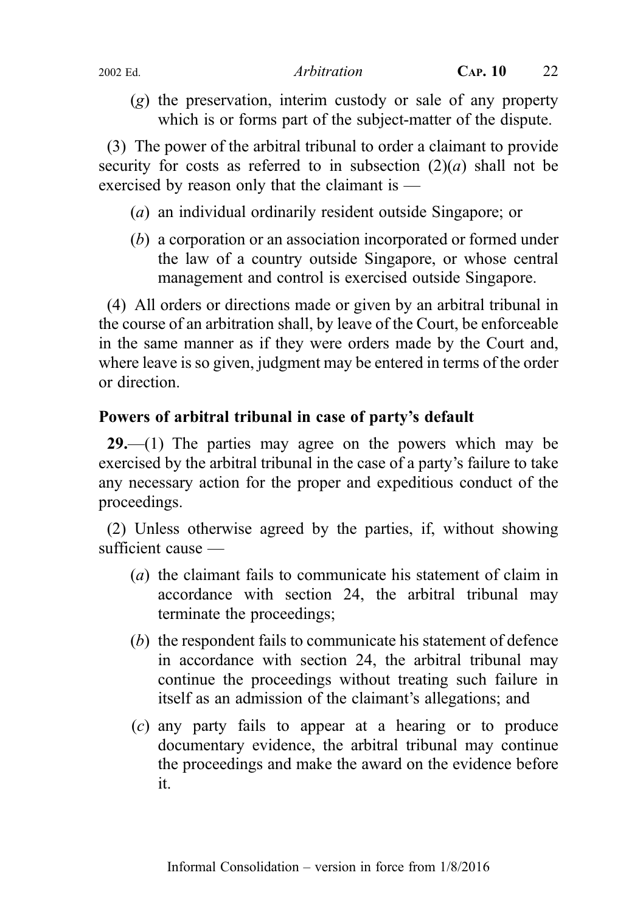(*g*) the preservation, interim custody or sale of any property which is or forms part of the subject-matter of the dispute.

(3) The power of the arbitral tribunal to order a claimant to provide security for costs as referred to in subsection (2)(*a*) shall not be exercised by reason only that the claimant is —

(*a*) an individual ordinarily resident outside Singapore; or

(*b*) a corporation or an association incorporated or formed under the law of a country outside Singapore, or whose central management and control is exercised outside Singapore.

(4) All orders or directions made or given by an arbitral tribunal in the course of an arbitration shall, by leave of the Court, be enforceable in the same manner as if they were orders made by the Court and, where leave is so given, judgment may be entered in terms of the order or direction.

### Powers of arbitral tribunal in case of party's default

**29.**—(1) The parties may agree on the powers which may be exercised by the arbitral tribunal in the case of a party's failure to take any necessary action for the proper and expeditious conduct of the proceedings.

(2) Unless otherwise agreed by the parties, if, without showing sufficient cause —

(*a*) the claimant fails to communicate his statement of claim in accordance with section 24, the arbitral tribunal may terminate the proceedings;

(*b*) the respondent fails to communicate his statement of defence in accordance with section 24, the arbitral tribunal may continue the proceedings without treating such failure in itself as an admission of the claimant's allegations; and

(*c*) any party fails to appear at a hearing or to produce documentary evidence, the arbitral tribunal may continue the proceedings and make the award on the evidence before it.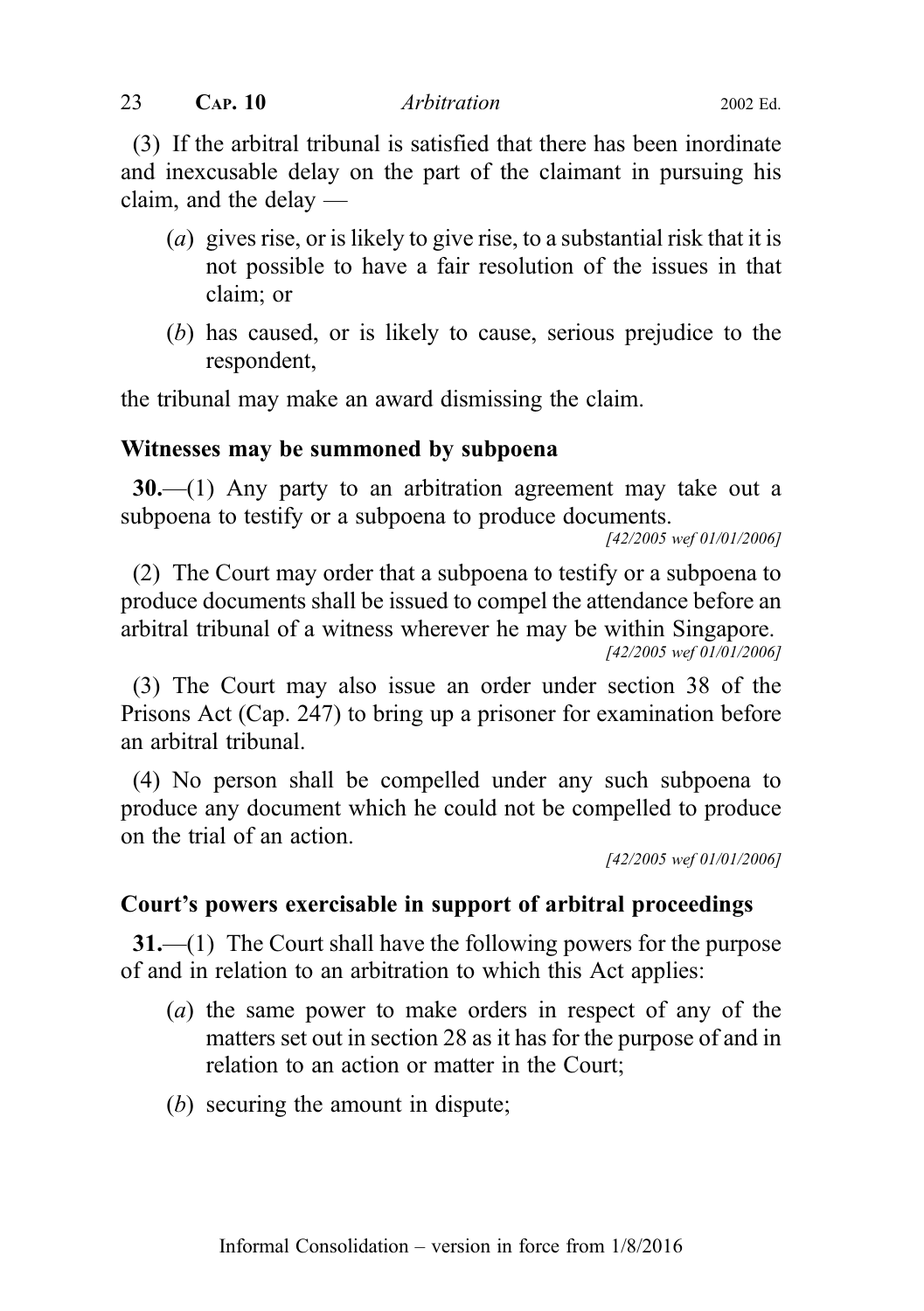(3) If the arbitral tribunal is satisfied that there has been inordinate and inexcusable delay on the part of the claimant in pursuing his claim, and the delay —

(*a*) gives rise, or is likely to give rise, to a substantial risk that it is not possible to have a fair resolution of the issues in that claim; or

(*b*) has caused, or is likely to cause, serious prejudice to the respondent,

the tribunal may make an award dismissing the claim.

### Witnesses may be summoned by subpoena

**30.**—(1) Any party to an arbitration agreement may take out a subpoena to testify or a subpoena to produce documents.

*[42/2005 wef 01/01/2006]*

(2) The Court may order that a subpoena to testify or a subpoena to produce documents shall be issued to compel the attendance before an arbitral tribunal of a witness wherever he may be within Singapore.

*[42/2005 wef 01/01/2006]*

(3) The Court may also issue an order under section 38 of the Prisons Act (Cap. 247) to bring up a prisoner for examination before an arbitral tribunal.

(4) No person shall be compelled under any such subpoena to produce any document which he could not be compelled to produce on the trial of an action.

*[42/2005 wef 01/01/2006]*

### Court's powers exercisable in support of arbitral proceedings

**31.**—(1) The Court shall have the following powers for the purpose of and in relation to an arbitration to which this Act applies:

(*a*) the same power to make orders in respect of any of the matters set out in section 28 as it has for the purpose of and in relation to an action or matter in the Court;

(*b*) securing the amount in dispute;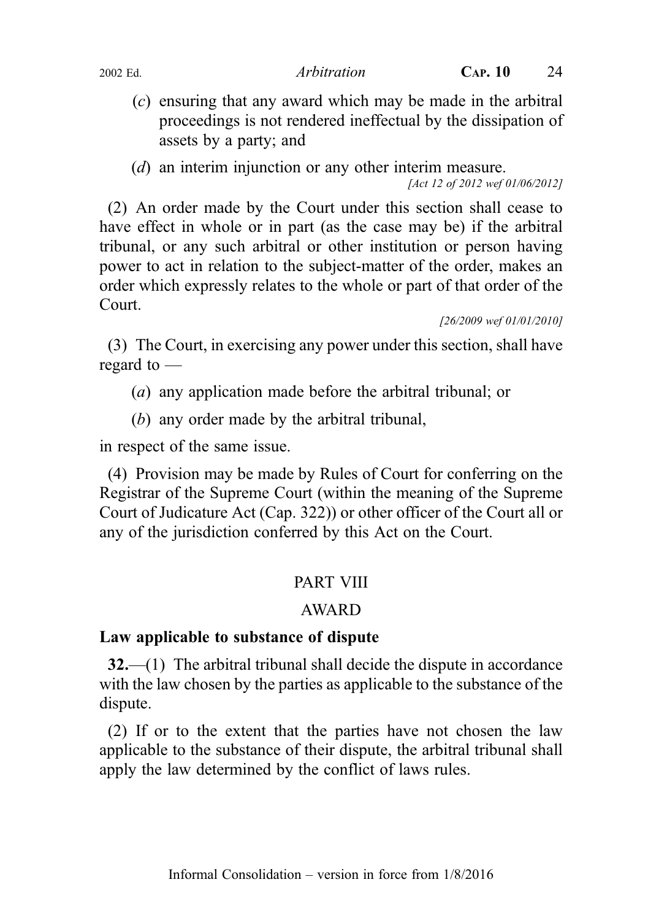(*c*) ensuring that any award which may be made in the arbitral proceedings is not rendered ineffectual by the dissipation of assets by a party; and

(*d*) an interim injunction or any other interim measure.

*[Act 12 of 2012 wef 01/06/2012]*

(2) An order made by the Court under this section shall cease to have effect in whole or in part (as the case may be) if the arbitral tribunal, or any such arbitral or other institution or person having power to act in relation to the subject-matter of the order, makes an order which expressly relates to the whole or part of that order of the Court.

*[26/2009 wef 01/01/2010]*

(3) The Court, in exercising any power under this section, shall have regard to —

(*a*) any application made before the arbitral tribunal; or

(*b*) any order made by the arbitral tribunal,

in respect of the same issue.

(4) Provision may be made by Rules of Court for conferring on the Registrar of the Supreme Court (within the meaning of the Supreme Court of Judicature Act (Cap. 322)) or other officer of the Court all or any of the jurisdiction conferred by this Act on the Court.

## PART VIII

## AWARD

### Law applicable to substance of dispute

**32.**—(1) The arbitral tribunal shall decide the dispute in accordance with the law chosen by the parties as applicable to the substance of the dispute.

(2) If or to the extent that the parties have not chosen the law applicable to the substance of their dispute, the arbitral tribunal shall apply the law determined by the conflict of laws rules.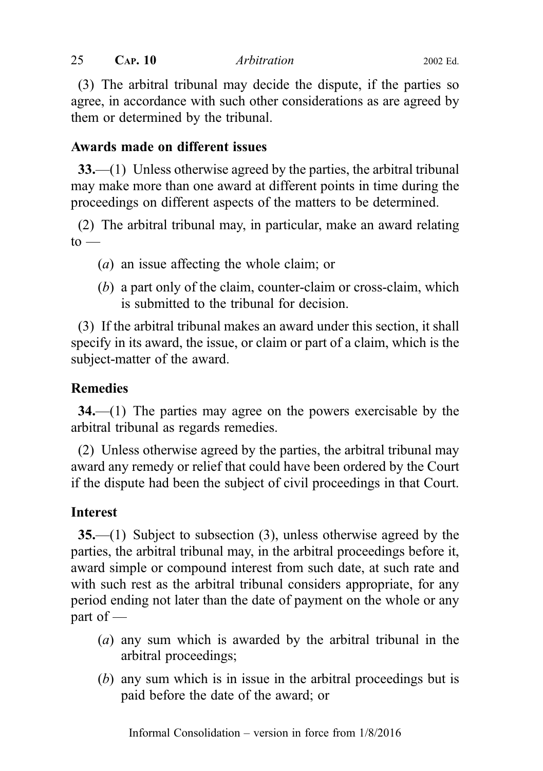(3) The arbitral tribunal may decide the dispute, if the parties so agree, in accordance with such other considerations as are agreed by them or determined by the tribunal.

**Awards made on different issues**

**33.**—(1) Unless otherwise agreed by the parties, the arbitral tribunal may make more than one award at different points in time during the proceedings on different aspects of the matters to be determined.

(2) The arbitral tribunal may, in particular, make an award relating to —

(*a*) an issue affecting the whole claim; or

(*b*) a part only of the claim, counter-claim or cross-claim, which is submitted to the tribunal for decision.

(3) If the arbitral tribunal makes an award under this section, it shall specify in its award, the issue, or claim or part of a claim, which is the subject-matter of the award.

**Remedies**

**34.**—(1) The parties may agree on the powers exercisable by the arbitral tribunal as regards remedies.

(2) Unless otherwise agreed by the parties, the arbitral tribunal may award any remedy or relief that could have been ordered by the Court if the dispute had been the subject of civil proceedings in that Court.

**Interest**

**35.**—(1) Subject to subsection (3), unless otherwise agreed by the parties, the arbitral tribunal may, in the arbitral proceedings before it, award simple or compound interest from such date, at such rate and with such rest as the arbitral tribunal considers appropriate, for any period ending not later than the date of payment on the whole or any part of —

(*a*) any sum which is awarded by the arbitral tribunal in the arbitral proceedings;

(*b*) any sum which is in issue in the arbitral proceedings but is paid before the date of the award; or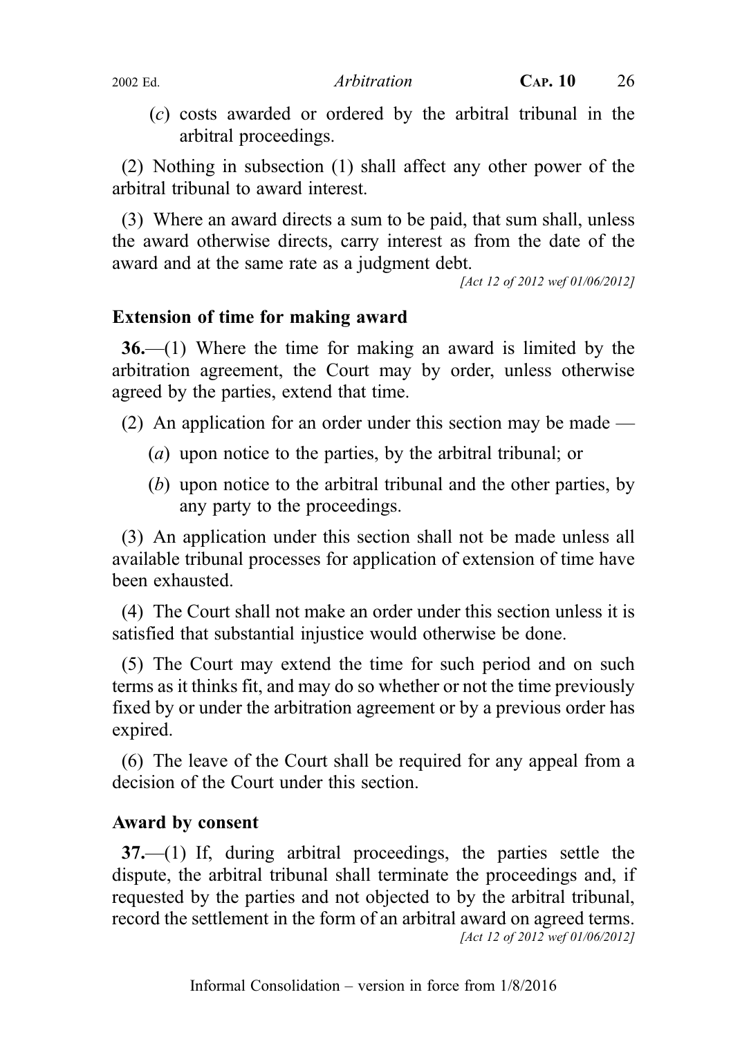(*c*) costs awarded or ordered by the arbitral tribunal in the arbitral proceedings.

(2) Nothing in subsection (1) shall affect any other power of the arbitral tribunal to award interest.

(3) Where an award directs a sum to be paid, that sum shall, unless the award otherwise directs, carry interest as from the date of the award and at the same rate as a judgment debt.

*[Act 12 of 2012 wef 01/06/2012]*

**Extension of time for making award**

**36.**—(1) Where the time for making an award is limited by the arbitration agreement, the Court may by order, unless otherwise agreed by the parties, extend that time.

(2) An application for an order under this section may be made —

(*a*) upon notice to the parties, by the arbitral tribunal; or

(*b*) upon notice to the arbitral tribunal and the other parties, by any party to the proceedings.

(3) An application under this section shall not be made unless all available tribunal processes for application of extension of time have been exhausted.

(4) The Court shall not make an order under this section unless it is satisfied that substantial injustice would otherwise be done.

(5) The Court may extend the time for such period and on such terms as it thinks fit, and may do so whether or not the time previously fixed by or under the arbitration agreement or by a previous order has expired.

(6) The leave of the Court shall be required for any appeal from a decision of the Court under this section.

**Award by consent**

**37.**—(1) If, during arbitral proceedings, the parties settle the dispute, the arbitral tribunal shall terminate the proceedings and, if requested by the parties and not objected to by the arbitral tribunal, record the settlement in the form of an arbitral award on agreed terms.

*[Act 12 of 2012 wef 01/06/2012]*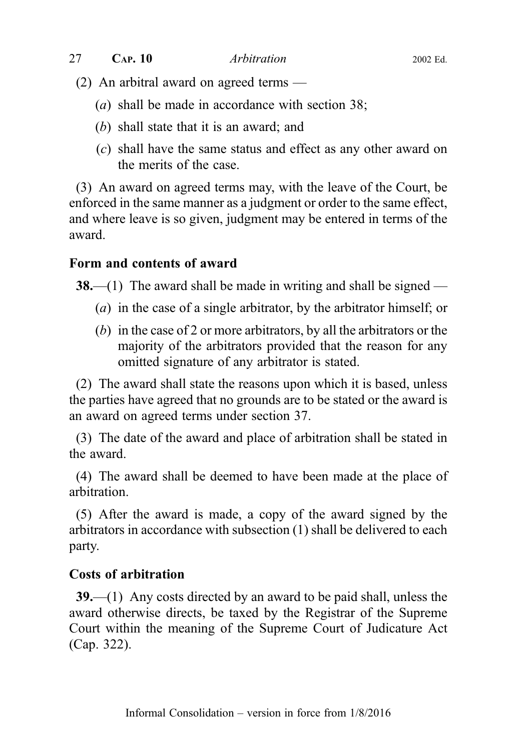(2) An arbitral award on agreed terms —

(*a*) shall be made in accordance with section 38;

(*b*) shall state that it is an award; and

(*c*) shall have the same status and effect as any other award on the merits of the case.

(3) An award on agreed terms may, with the leave of the Court, be enforced in the same manner as a judgment or order to the same effect, and where leave is so given, judgment may be entered in terms of the award.

### Form and contents of award

**38.**—(1) The award shall be made in writing and shall be signed —

(*a*) in the case of a single arbitrator, by the arbitrator himself; or

(*b*) in the case of 2 or more arbitrators, by all the arbitrators or the majority of the arbitrators provided that the reason for any omitted signature of any arbitrator is stated.

(2) The award shall state the reasons upon which it is based, unless the parties have agreed that no grounds are to be stated or the award is an award on agreed terms under section 37.

(3) The date of the award and place of arbitration shall be stated in the award.

(4) The award shall be deemed to have been made at the place of arbitration.

(5) After the award is made, a copy of the award signed by the arbitrators in accordance with subsection (1) shall be delivered to each party.

### Costs of arbitration

**39.**—(1) Any costs directed by an award to be paid shall, unless the award otherwise directs, be taxed by the Registrar of the Supreme Court within the meaning of the Supreme Court of Judicature Act (Cap. 322).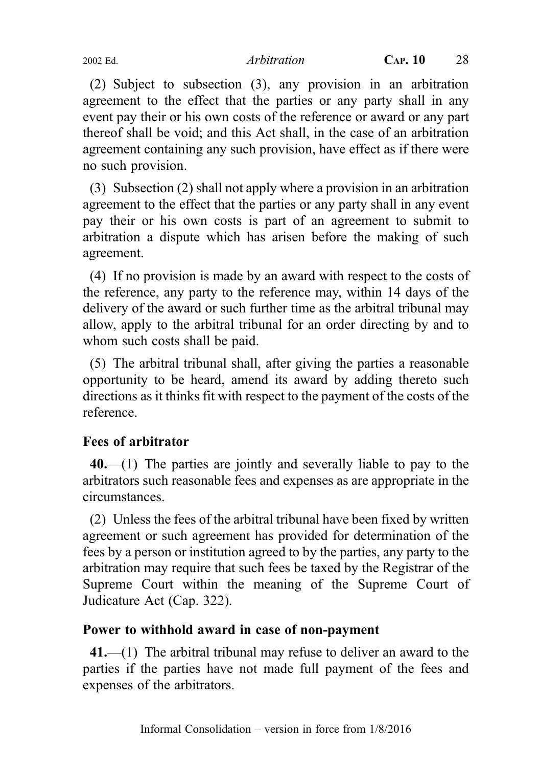(2) Subject to subsection (3), any provision in an arbitration agreement to the effect that the parties or any party shall in any event pay their or his own costs of the reference or award or any part thereof shall be void; and this Act shall, in the case of an arbitration agreement containing any such provision, have effect as if there were no such provision.

(3) Subsection (2) shall not apply where a provision in an arbitration agreement to the effect that the parties or any party shall in any event pay their or his own costs is part of an agreement to submit to arbitration a dispute which has arisen before the making of such agreement.

(4) If no provision is made by an award with respect to the costs of the reference, any party to the reference may, within 14 days of the delivery of the award or such further time as the arbitral tribunal may allow, apply to the arbitral tribunal for an order directing by and to whom such costs shall be paid.

(5) The arbitral tribunal shall, after giving the parties a reasonable opportunity to be heard, amend its award by adding thereto such directions as it thinks fit with respect to the payment of the costs of the reference.

### Fees of arbitrator

**40.**—(1) The parties are jointly and severally liable to pay to the arbitrators such reasonable fees and expenses as are appropriate in the circumstances.

(2) Unless the fees of the arbitral tribunal have been fixed by written agreement or such agreement has provided for determination of the fees by a person or institution agreed to by the parties, any party to the arbitration may require that such fees be taxed by the Registrar of the Supreme Court within the meaning of the Supreme Court of Judicature Act (Cap. 322).

### Power to withhold award in case of non-payment

**41.**—(1) The arbitral tribunal may refuse to deliver an award to the parties if the parties have not made full payment of the fees and expenses of the arbitrators.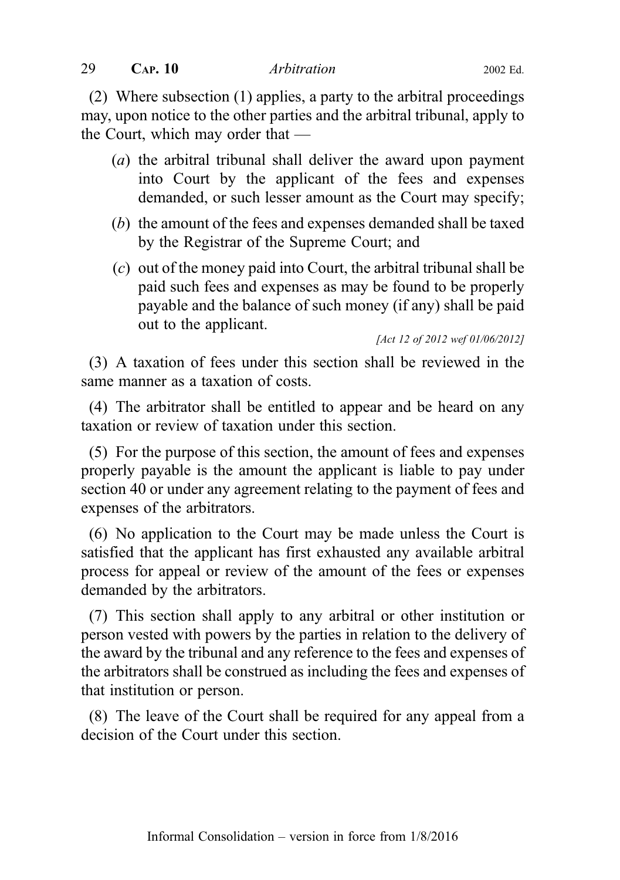(2) Where subsection (1) applies, a party to the arbitral proceedings may, upon notice to the other parties and the arbitral tribunal, apply to the Court, which may order that —

(*a*) the arbitral tribunal shall deliver the award upon payment into Court by the applicant of the fees and expenses demanded, or such lesser amount as the Court may specify;

(*b*) the amount of the fees and expenses demanded shall be taxed by the Registrar of the Supreme Court; and

(*c*) out of the money paid into Court, the arbitral tribunal shall be paid such fees and expenses as may be found to be properly payable and the balance of such money (if any) shall be paid out to the applicant.

*[Act 12 of 2012 wef 01/06/2012]*

(3) A taxation of fees under this section shall be reviewed in the same manner as a taxation of costs.

(4) The arbitrator shall be entitled to appear and be heard on any taxation or review of taxation under this section.

(5) For the purpose of this section, the amount of fees and expenses properly payable is the amount the applicant is liable to pay under section 40 or under any agreement relating to the payment of fees and expenses of the arbitrators.

(6) No application to the Court may be made unless the Court is satisfied that the applicant has first exhausted any available arbitral process for appeal or review of the amount of the fees or expenses demanded by the arbitrators.

(7) This section shall apply to any arbitral or other institution or person vested with powers by the parties in relation to the delivery of the award by the tribunal and any reference to the fees and expenses of the arbitrators shall be construed as including the fees and expenses of that institution or person.

(8) The leave of the Court shall be required for any appeal from a decision of the Court under this section.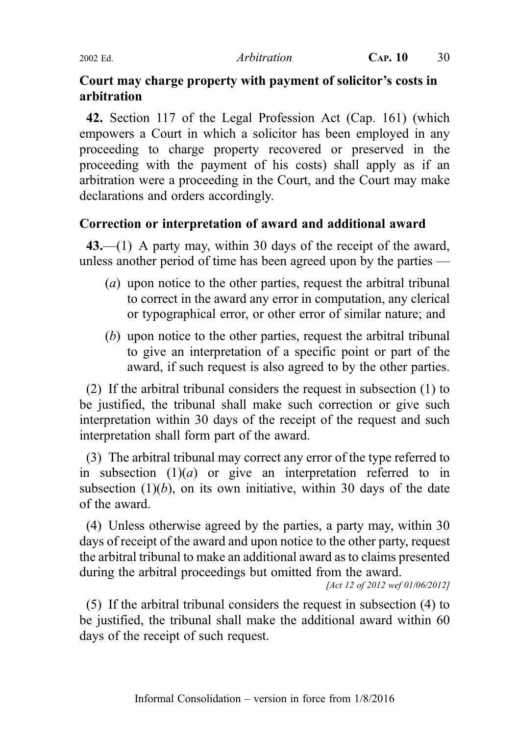**Court may charge property with payment of solicitor's costs in arbitration**

**42.** Section 117 of the Legal Profession Act (Cap. 161) (which empowers a Court in which a solicitor has been employed in any proceeding to charge property recovered or preserved in the proceeding with the payment of his costs) shall apply as if an arbitration were a proceeding in the Court, and the Court may make declarations and orders accordingly.

**Correction or interpretation of award and additional award**

**43.**—(1) A party may, within 30 days of the receipt of the award, unless another period of time has been agreed upon by the parties —

(*a*) upon notice to the other parties, request the arbitral tribunal to correct in the award any error in computation, any clerical or typographical error, or other error of similar nature; and

(*b*) upon notice to the other parties, request the arbitral tribunal to give an interpretation of a specific point or part of the award, if such request is also agreed to by the other parties.

(2) If the arbitral tribunal considers the request in subsection (1) to be justified, the tribunal shall make such correction or give such interpretation within 30 days of the receipt of the request and such interpretation shall form part of the award.

(3) The arbitral tribunal may correct any error of the type referred to in subsection (1)(*a*) or give an interpretation referred to in subsection (1)(*b*), on its own initiative, within 30 days of the date of the award.

(4) Unless otherwise agreed by the parties, a party may, within 30 days of receipt of the award and upon notice to the other party, request the arbitral tribunal to make an additional award as to claims presented during the arbitral proceedings but omitted from the award.

*[Act 12 of 2012 wef 01/06/2012]*

(5) If the arbitral tribunal considers the request in subsection (4) to be justified, the tribunal shall make the additional award within 60 days of the receipt of such request.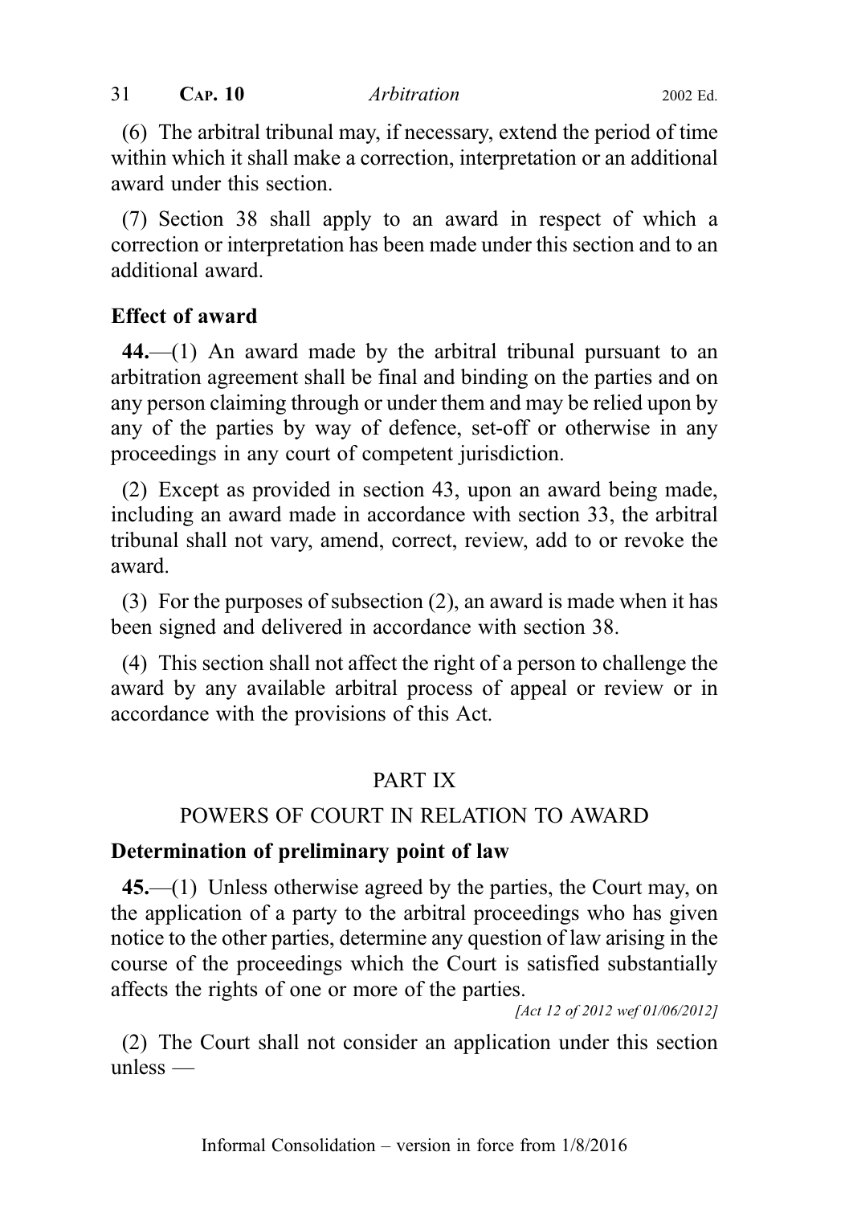(6) The arbitral tribunal may, if necessary, extend the period of time within which it shall make a correction, interpretation or an additional award under this section.

(7) Section 38 shall apply to an award in respect of which a correction or interpretation has been made under this section and to an additional award.

### Effect of award

**44.**—(1) An award made by the arbitral tribunal pursuant to an arbitration agreement shall be final and binding on the parties and on any person claiming through or under them and may be relied upon by any of the parties by way of defence, set-off or otherwise in any proceedings in any court of competent jurisdiction.

(2) Except as provided in section 43, upon an award being made, including an award made in accordance with section 33, the arbitral tribunal shall not vary, amend, correct, review, add to or revoke the award.

(3) For the purposes of subsection (2), an award is made when it has been signed and delivered in accordance with section 38.

(4) This section shall not affect the right of a person to challenge the award by any available arbitral process of appeal or review or in accordance with the provisions of this Act.

## PART IX

## POWERS OF COURT IN RELATION TO AWARD

### Determination of preliminary point of law

**45.**—(1) Unless otherwise agreed by the parties, the Court may, on the application of a party to the arbitral proceedings who has given notice to the other parties, determine any question of law arising in the course of the proceedings which the Court is satisfied substantially affects the rights of one or more of the parties.

*[Act 12 of 2012 wef 01/06/2012]*

(2) The Court shall not consider an application under this section unless —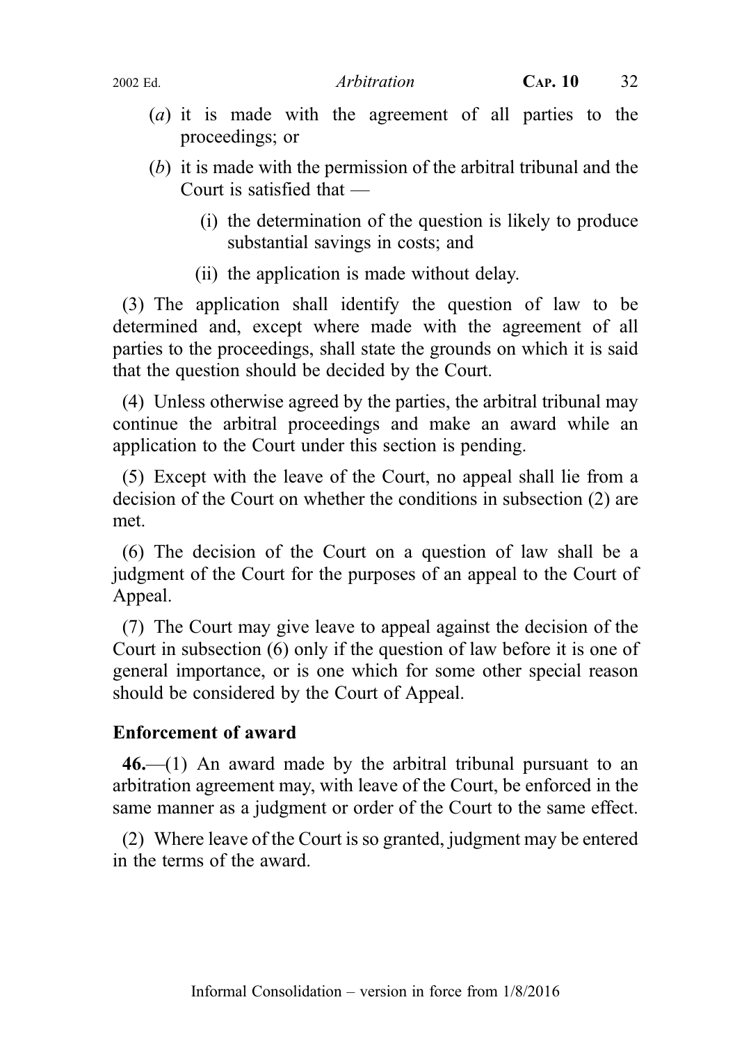(*a*) it is made with the agreement of all parties to the proceedings; or

(*b*) it is made with the permission of the arbitral tribunal and the Court is satisfied that —

(i) the determination of the question is likely to produce substantial savings in costs; and

(ii) the application is made without delay.

(3) The application shall identify the question of law to be determined and, except where made with the agreement of all parties to the proceedings, shall state the grounds on which it is said that the question should be decided by the Court.

(4) Unless otherwise agreed by the parties, the arbitral tribunal may continue the arbitral proceedings and make an award while an application to the Court under this section is pending.

(5) Except with the leave of the Court, no appeal shall lie from a decision of the Court on whether the conditions in subsection (2) are met.

(6) The decision of the Court on a question of law shall be a judgment of the Court for the purposes of an appeal to the Court of Appeal.

(7) The Court may give leave to appeal against the decision of the Court in subsection (6) only if the question of law before it is one of general importance, or is one which for some other special reason should be considered by the Court of Appeal.

**Enforcement of award**

**46.**—(1) An award made by the arbitral tribunal pursuant to an arbitration agreement may, with leave of the Court, be enforced in the same manner as a judgment or order of the Court to the same effect.

(2) Where leave of the Court is so granted, judgment may be entered in the terms of the award.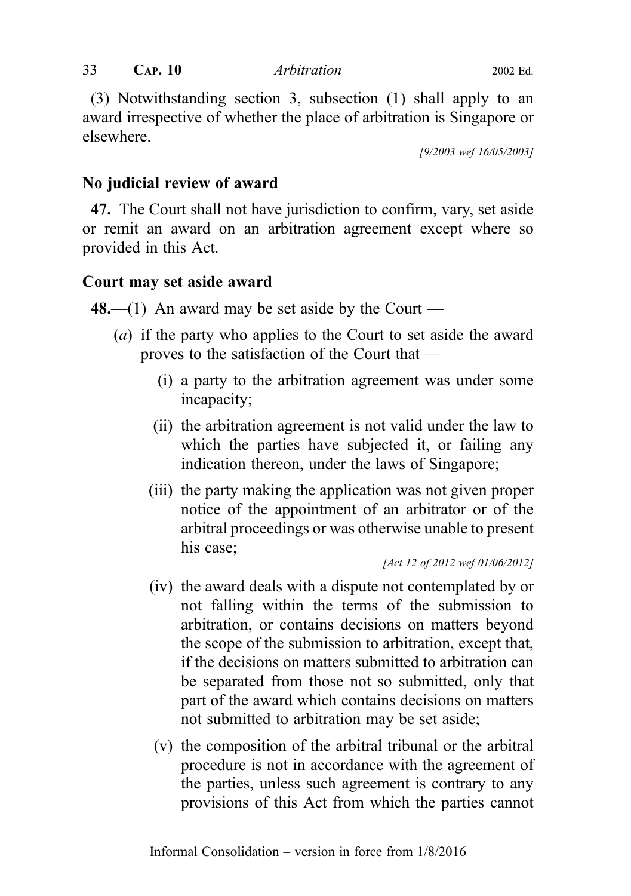(3) Notwithstanding section 3, subsection (1) shall apply to an award irrespective of whether the place of arbitration is Singapore or elsewhere.

[9/2003 wef 16/05/2003]

### No judicial review of award

**47.** The Court shall not have jurisdiction to confirm, vary, set aside or remit an award on an arbitration agreement except where so provided in this Act.

### Court may set aside award

**48.**—(1) An award may be set aside by the Court —

(*a*) if the party who applies to the Court to set aside the award proves to the satisfaction of the Court that —

(i) a party to the arbitration agreement was under some incapacity;

(ii) the arbitration agreement is not valid under the law to which the parties have subjected it, or failing any indication thereon, under the laws of Singapore;

(iii) the party making the application was not given proper notice of the appointment of an arbitrator or of the arbitral proceedings or was otherwise unable to present his case;

[Act 12 of 2012 wef 01/06/2012]

(iv) the award deals with a dispute not contemplated by or not falling within the terms of the submission to arbitration, or contains decisions on matters beyond the scope of the submission to arbitration, except that, if the decisions on matters submitted to arbitration can be separated from those not so submitted, only that part of the award which contains decisions on matters not submitted to arbitration may be set aside;

(v) the composition of the arbitral tribunal or the arbitral procedure is not in accordance with the agreement of the parties, unless such agreement is contrary to any provisions of this Act from which the parties cannot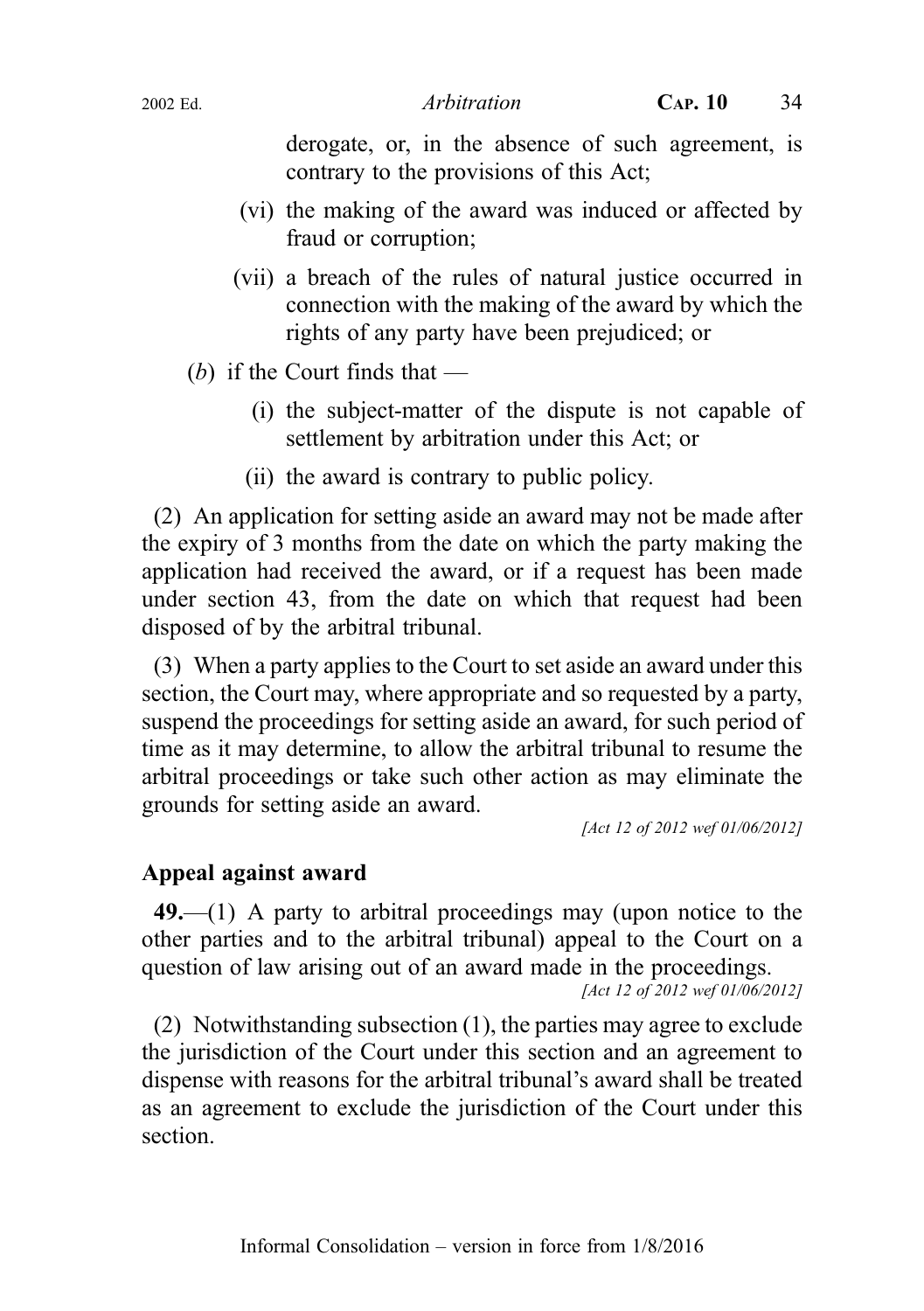derogate, or, in the absence of such agreement, is contrary to the provisions of this Act;

(vi) the making of the award was induced or affected by fraud or corruption;

(vii) a breach of the rules of natural justice occurred in connection with the making of the award by which the rights of any party have been prejudiced; or

(*b*) if the Court finds that —

(i) the subject-matter of the dispute is not capable of settlement by arbitration under this Act; or

(ii) the award is contrary to public policy.

(2) An application for setting aside an award may not be made after the expiry of 3 months from the date on which the party making the application had received the award, or if a request has been made under section 43, from the date on which that request had been disposed of by the arbitral tribunal.

(3) When a party applies to the Court to set aside an award under this section, the Court may, where appropriate and so requested by a party, suspend the proceedings for setting aside an award, for such period of time as it may determine, to allow the arbitral tribunal to resume the arbitral proceedings or take such other action as may eliminate the grounds for setting aside an award.

*[Act 12 of 2012 wef 01/06/2012]*

**Appeal against award**

**49.**—(1) A party to arbitral proceedings may (upon notice to the other parties and to the arbitral tribunal) appeal to the Court on a question of law arising out of an award made in the proceedings.

*[Act 12 of 2012 wef 01/06/2012]*

(2) Notwithstanding subsection (1), the parties may agree to exclude the jurisdiction of the Court under this section and an agreement to dispense with reasons for the arbitral tribunal's award shall be treated as an agreement to exclude the jurisdiction of the Court under this section.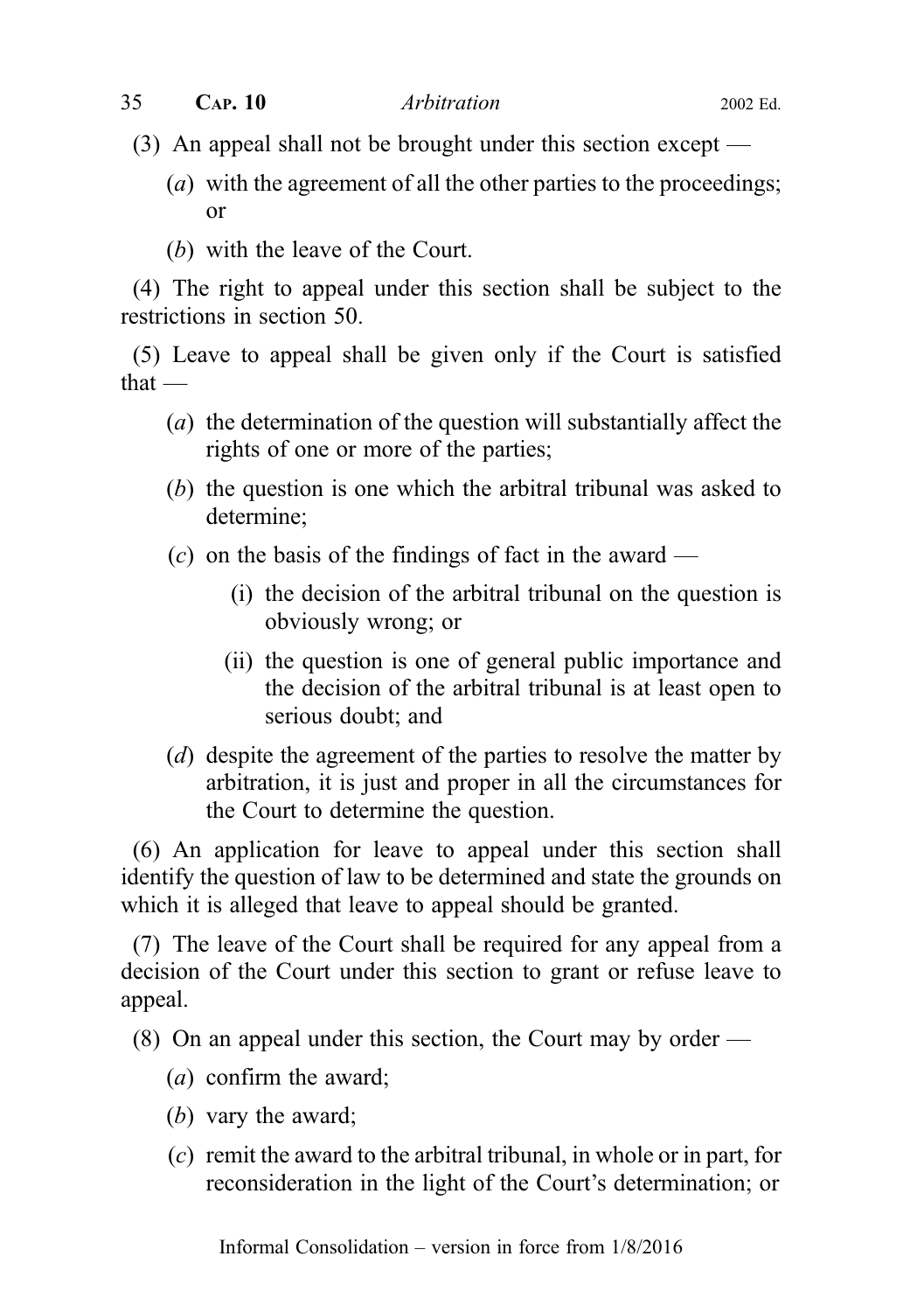(3) An appeal shall not be brought under this section except —

(*a*) with the agreement of all the other parties to the proceedings; or

(*b*) with the leave of the Court.

(4) The right to appeal under this section shall be subject to the restrictions in section 50.

(5) Leave to appeal shall be given only if the Court is satisfied that —

(*a*) the determination of the question will substantially affect the rights of one or more of the parties;

(*b*) the question is one which the arbitral tribunal was asked to determine;

(*c*) on the basis of the findings of fact in the award —

(i) the decision of the arbitral tribunal on the question is obviously wrong; or

(ii) the question is one of general public importance and the decision of the arbitral tribunal is at least open to serious doubt; and

(*d*) despite the agreement of the parties to resolve the matter by arbitration, it is just and proper in all the circumstances for the Court to determine the question.

(6) An application for leave to appeal under this section shall identify the question of law to be determined and state the grounds on which it is alleged that leave to appeal should be granted.

(7) The leave of the Court shall be required for any appeal from a decision of the Court under this section to grant or refuse leave to appeal.

(8) On an appeal under this section, the Court may by order —

(*a*) confirm the award;

(*b*) vary the award;

(*c*) remit the award to the arbitral tribunal, in whole or in part, for reconsideration in the light of the Court's determination; or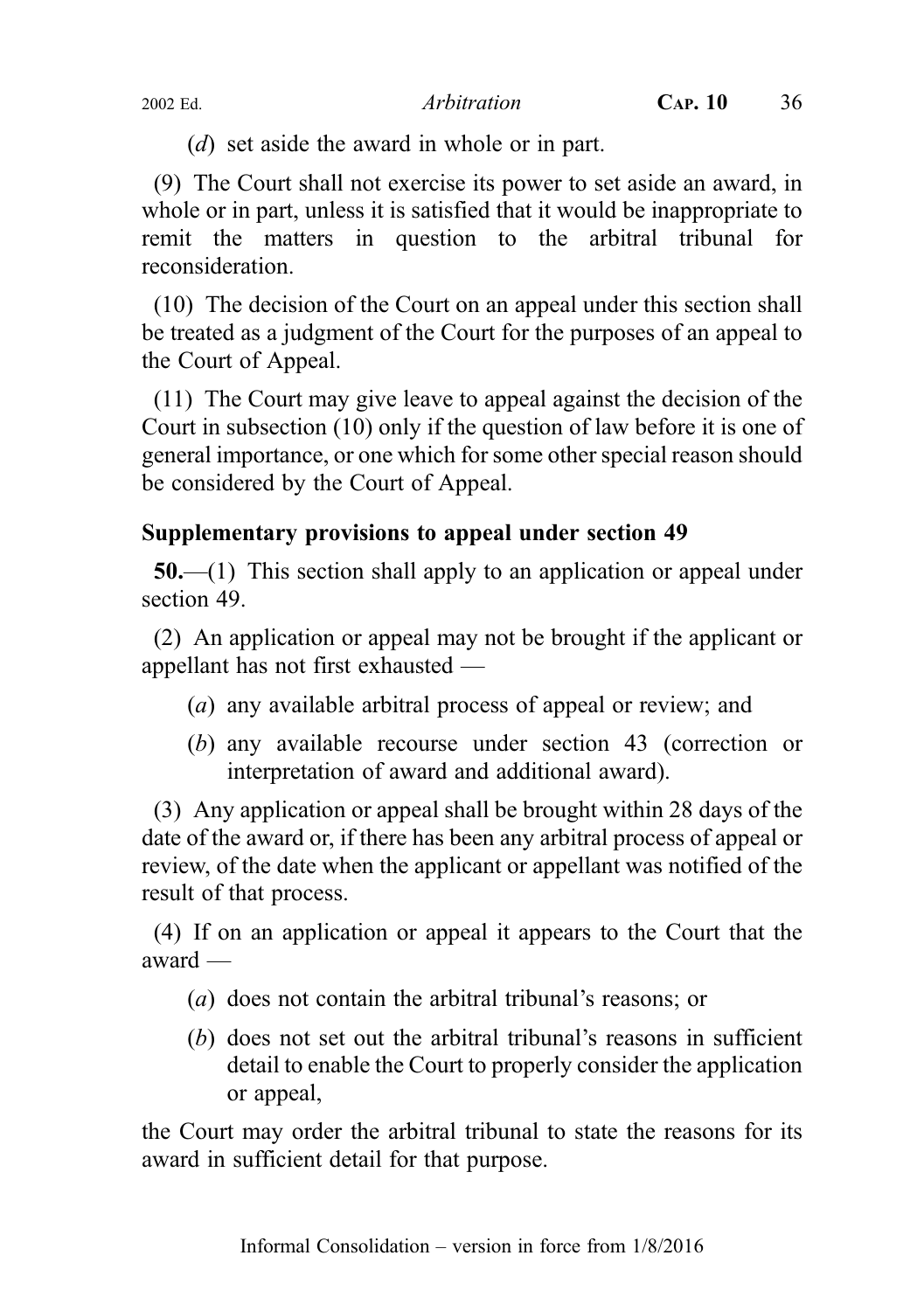(*d*) set aside the award in whole or in part.

(9) The Court shall not exercise its power to set aside an award, in whole or in part, unless it is satisfied that it would be inappropriate to remit the matters in question to the arbitral tribunal for reconsideration.

(10) The decision of the Court on an appeal under this section shall be treated as a judgment of the Court for the purposes of an appeal to the Court of Appeal.

(11) The Court may give leave to appeal against the decision of the Court in subsection (10) only if the question of law before it is one of general importance, or one which for some other special reason should be considered by the Court of Appeal.

### Supplementary provisions to appeal under section 49

**50.**—(1) This section shall apply to an application or appeal under section 49.

(2) An application or appeal may not be brought if the applicant or appellant has not first exhausted —

(*a*) any available arbitral process of appeal or review; and

(*b*) any available recourse under section 43 (correction or interpretation of award and additional award).

(3) Any application or appeal shall be brought within 28 days of the date of the award or, if there has been any arbitral process of appeal or review, of the date when the applicant or appellant was notified of the result of that process.

(4) If on an application or appeal it appears to the Court that the award —

(*a*) does not contain the arbitral tribunal's reasons; or

(*b*) does not set out the arbitral tribunal's reasons in sufficient detail to enable the Court to properly consider the application or appeal,

the Court may order the arbitral tribunal to state the reasons for its award in sufficient detail for that purpose.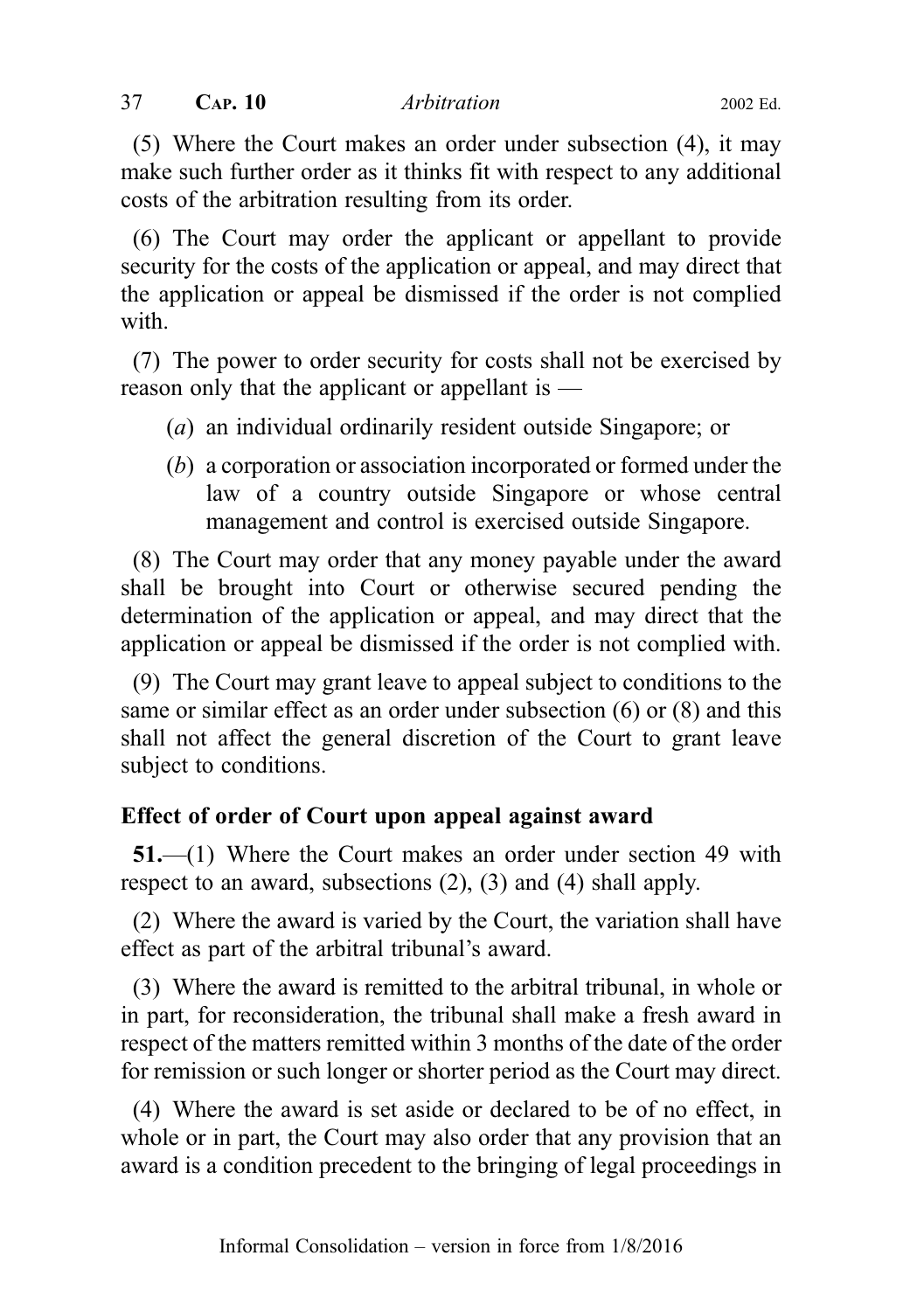(5) Where the Court makes an order under subsection (4), it may make such further order as it thinks fit with respect to any additional costs of the arbitration resulting from its order.

(6) The Court may order the applicant or appellant to provide security for the costs of the application or appeal, and may direct that the application or appeal be dismissed if the order is not complied with.

(7) The power to order security for costs shall not be exercised by reason only that the applicant or appellant is —

(*a*) an individual ordinarily resident outside Singapore; or

(*b*) a corporation or association incorporated or formed under the law of a country outside Singapore or whose central management and control is exercised outside Singapore.

(8) The Court may order that any money payable under the award shall be brought into Court or otherwise secured pending the determination of the application or appeal, and may direct that the application or appeal be dismissed if the order is not complied with.

(9) The Court may grant leave to appeal subject to conditions to the same or similar effect as an order under subsection (6) or (8) and this shall not affect the general discretion of the Court to grant leave subject to conditions.

**Effect of order of Court upon appeal against award**

**51.**—(1) Where the Court makes an order under section 49 with respect to an award, subsections (2), (3) and (4) shall apply.

(2) Where the award is varied by the Court, the variation shall have effect as part of the arbitral tribunal's award.

(3) Where the award is remitted to the arbitral tribunal, in whole or in part, for reconsideration, the tribunal shall make a fresh award in respect of the matters remitted within 3 months of the date of the order for remission or such longer or shorter period as the Court may direct.

(4) Where the award is set aside or declared to be of no effect, in whole or in part, the Court may also order that any provision that an award is a condition precedent to the bringing of legal proceedings in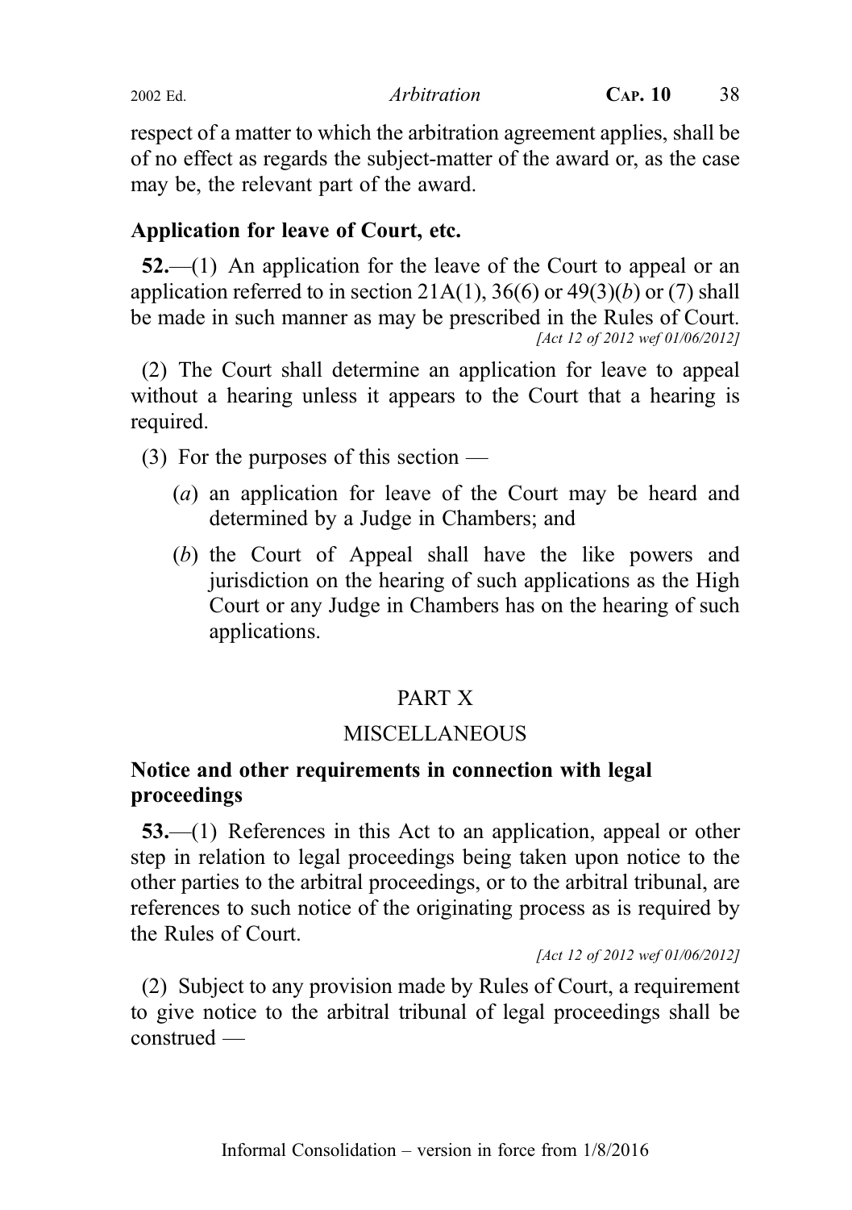respect of a matter to which the arbitration agreement applies, shall be of no effect as regards the subject-matter of the award or, as the case may be, the relevant part of the award.

### Application for leave of Court, etc.

**52.**—(1) An application for the leave of the Court to appeal or an application referred to in section 21A(1), 36(6) or 49(3)(*b*) or (7) shall be made in such manner as may be prescribed in the Rules of Court.

*[Act 12 of 2012 wef 01/06/2012]*

(2) The Court shall determine an application for leave to appeal without a hearing unless it appears to the Court that a hearing is required.

(3) For the purposes of this section —

(*a*) an application for leave of the Court may be heard and determined by a Judge in Chambers; and

(*b*) the Court of Appeal shall have the like powers and jurisdiction on the hearing of such applications as the High Court or any Judge in Chambers has on the hearing of such applications.

## PART X

## MISCELLANEOUS

### Notice and other requirements in connection with legal proceedings

**53.**—(1) References in this Act to an application, appeal or other step in relation to legal proceedings being taken upon notice to the other parties to the arbitral proceedings, or to the arbitral tribunal, are references to such notice of the originating process as is required by the Rules of Court.

*[Act 12 of 2012 wef 01/06/2012]*

(2) Subject to any provision made by Rules of Court, a requirement to give notice to the arbitral tribunal of legal proceedings shall be construed —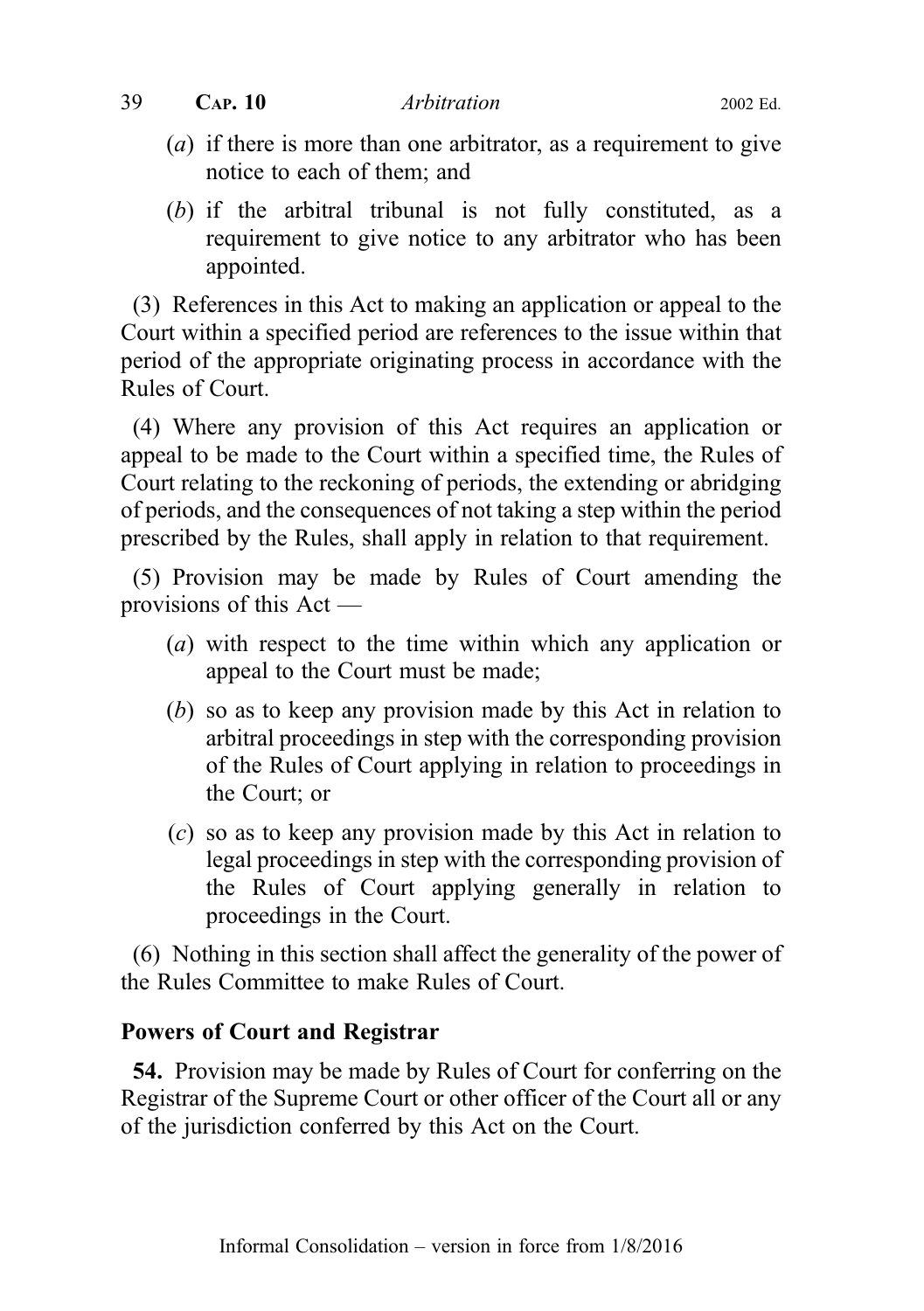(a) if there is more than one arbitrator, as a requirement to give notice to each of them; and

(b) if the arbitral tribunal is not fully constituted, as a requirement to give notice to any arbitrator who has been appointed.

(3) References in this Act to making an application or appeal to the Court within a specified period are references to the issue within that period of the appropriate originating process in accordance with the Rules of Court.

(4) Where any provision of this Act requires an application or appeal to be made to the Court within a specified time, the Rules of Court relating to the reckoning of periods, the extending or abridging of periods, and the consequences of not taking a step within the period prescribed by the Rules, shall apply in relation to that requirement.

(5) Provision may be made by Rules of Court amending the provisions of this Act —

(a) with respect to the time within which any application or appeal to the Court must be made;

(b) so as to keep any provision made by this Act in relation to arbitral proceedings in step with the corresponding provision of the Rules of Court applying in relation to proceedings in the Court; or

(c) so as to keep any provision made by this Act in relation to legal proceedings in step with the corresponding provision of the Rules of Court applying generally in relation to proceedings in the Court.

(6) Nothing in this section shall affect the generality of the power of the Rules Committee to make Rules of Court.

**Powers of Court and Registrar**

**54.** Provision may be made by Rules of Court for conferring on the Registrar of the Supreme Court or other officer of the Court all or any of the jurisdiction conferred by this Act on the Court.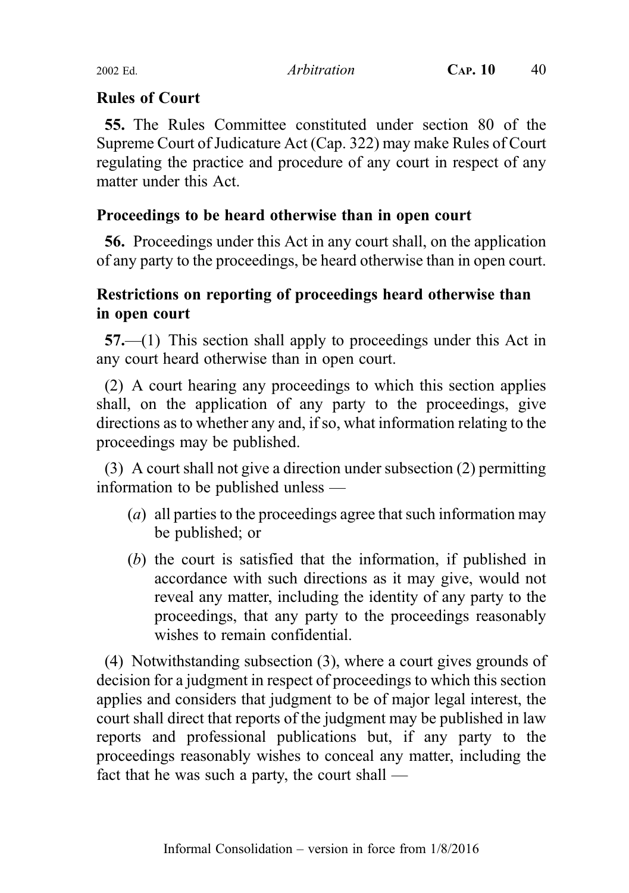**Rules of Court**

**55.** The Rules Committee constituted under section 80 of the Supreme Court of Judicature Act (Cap. 322) may make Rules of Court regulating the practice and procedure of any court in respect of any matter under this Act.

**Proceedings to be heard otherwise than in open court**

**56.** Proceedings under this Act in any court shall, on the application of any party to the proceedings, be heard otherwise than in open court.

**Restrictions on reporting of proceedings heard otherwise than in open court**

**57.**—(1) This section shall apply to proceedings under this Act in any court heard otherwise than in open court.

(2) A court hearing any proceedings to which this section applies shall, on the application of any party to the proceedings, give directions as to whether any and, if so, what information relating to the proceedings may be published.

(3) A court shall not give a direction under subsection (2) permitting information to be published unless —

(*a*) all parties to the proceedings agree that such information may be published; or

(*b*) the court is satisfied that the information, if published in accordance with such directions as it may give, would not reveal any matter, including the identity of any party to the proceedings, that any party to the proceedings reasonably wishes to remain confidential.

(4) Notwithstanding subsection (3), where a court gives grounds of decision for a judgment in respect of proceedings to which this section applies and considers that judgment to be of major legal interest, the court shall direct that reports of the judgment may be published in law reports and professional publications but, if any party to the proceedings reasonably wishes to conceal any matter, including the fact that he was such a party, the court shall —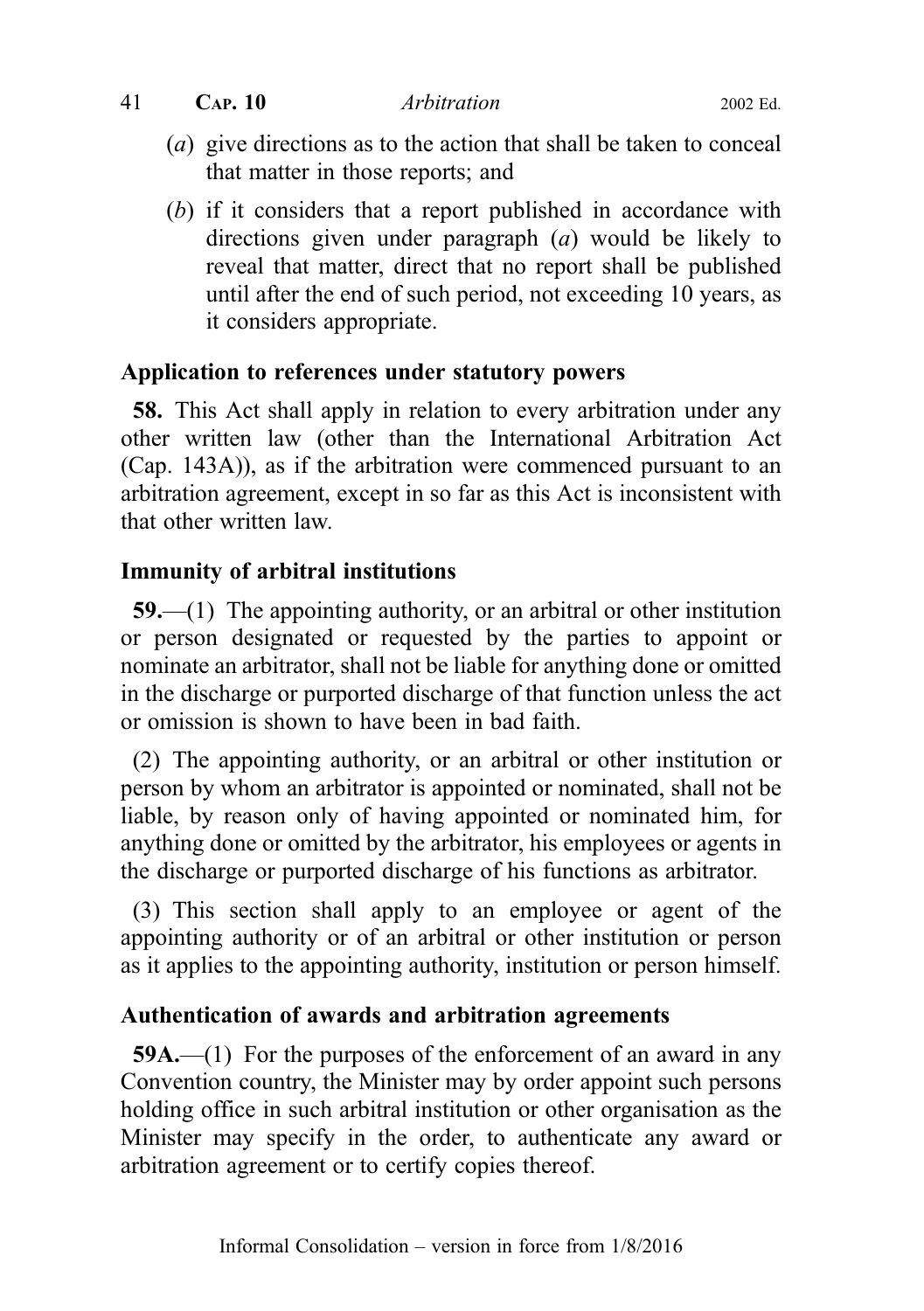(*a*) give directions as to the action that shall be taken to conceal that matter in those reports; and

(*b*) if it considers that a report published in accordance with directions given under paragraph (*a*) would be likely to reveal that matter, direct that no report shall be published until after the end of such period, not exceeding 10 years, as it considers appropriate.

**Application to references under statutory powers**

**58.** This Act shall apply in relation to every arbitration under any other written law (other than the International Arbitration Act (Cap. 143A)), as if the arbitration were commenced pursuant to an arbitration agreement, except in so far as this Act is inconsistent with that other written law.

**Immunity of arbitral institutions**

**59.**—(1) The appointing authority, or an arbitral or other institution or person designated or requested by the parties to appoint or nominate an arbitrator, shall not be liable for anything done or omitted in the discharge or purported discharge of that function unless the act or omission is shown to have been in bad faith.

(2) The appointing authority, or an arbitral or other institution or person by whom an arbitrator is appointed or nominated, shall not be liable, by reason only of having appointed or nominated him, for anything done or omitted by the arbitrator, his employees or agents in the discharge or purported discharge of his functions as arbitrator.

(3) This section shall apply to an employee or agent of the appointing authority or of an arbitral or other institution or person as it applies to the appointing authority, institution or person himself.

**Authentication of awards and arbitration agreements**

**59A.**—(1) For the purposes of the enforcement of an award in any Convention country, the Minister may by order appoint such persons holding office in such arbitral institution or other organisation as the Minister may specify in the order, to authenticate any award or arbitration agreement or to certify copies thereof.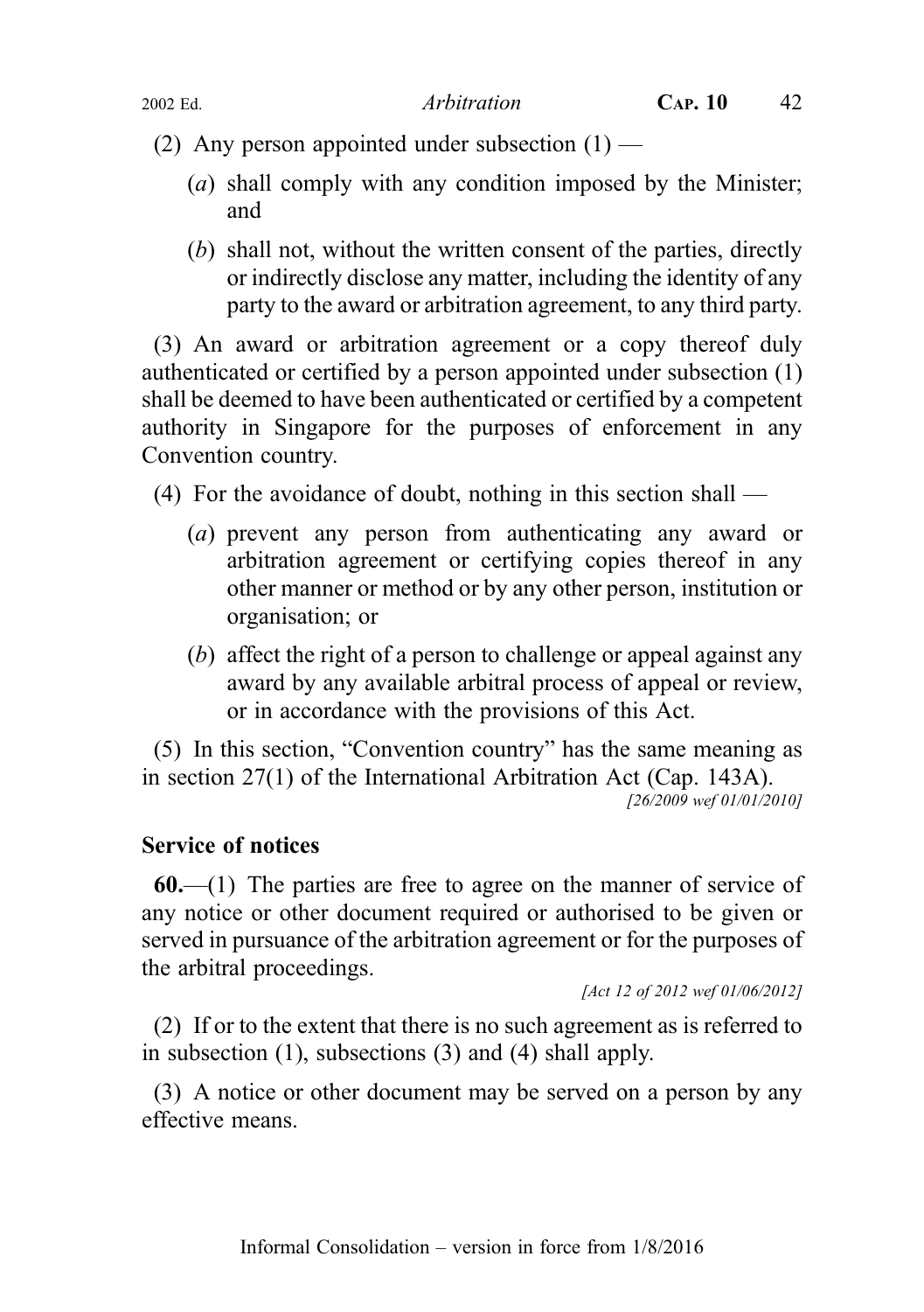(2) Any person appointed under subsection (1) —

(*a*) shall comply with any condition imposed by the Minister; and

(*b*) shall not, without the written consent of the parties, directly or indirectly disclose any matter, including the identity of any party to the award or arbitration agreement, to any third party.

(3) An award or arbitration agreement or a copy thereof duly authenticated or certified by a person appointed under subsection (1) shall be deemed to have been authenticated or certified by a competent authority in Singapore for the purposes of enforcement in any Convention country.

(4) For the avoidance of doubt, nothing in this section shall —

(*a*) prevent any person from authenticating any award or arbitration agreement or certifying copies thereof in any other manner or method or by any other person, institution or organisation; or

(*b*) affect the right of a person to challenge or appeal against any award by any available arbitral process of appeal or review, or in accordance with the provisions of this Act.

(5) In this section, "Convention country" has the same meaning as in section 27(1) of the International Arbitration Act (Cap. 143A).

*[26/2009 wef 01/01/2010]*

### Service of notices

**60.**—(1) The parties are free to agree on the manner of service of any notice or other document required or authorised to be given or served in pursuance of the arbitration agreement or for the purposes of the arbitral proceedings.

*[Act 12 of 2012 wef 01/06/2012]*

(2) If or to the extent that there is no such agreement as is referred to in subsection (1), subsections (3) and (4) shall apply.

(3) A notice or other document may be served on a person by any effective means.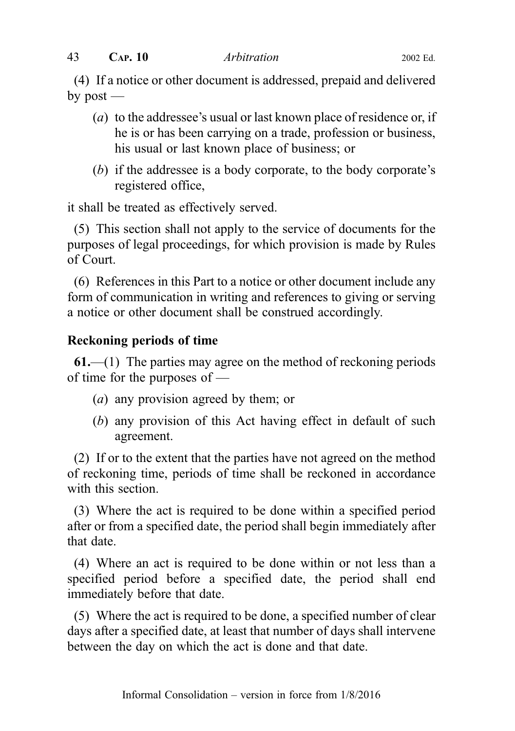(4) If a notice or other document is addressed, prepaid and delivered by post —

(*a*) to the addressee's usual or last known place of residence or, if he is or has been carrying on a trade, profession or business, his usual or last known place of business; or

(*b*) if the addressee is a body corporate, to the body corporate's registered office,

it shall be treated as effectively served.

(5) This section shall not apply to the service of documents for the purposes of legal proceedings, for which provision is made by Rules of Court.

(6) References in this Part to a notice or other document include any form of communication in writing and references to giving or serving a notice or other document shall be construed accordingly.

### Reckoning periods of time

**61.**—(1) The parties may agree on the method of reckoning periods of time for the purposes of —

(*a*) any provision agreed by them; or

(*b*) any provision of this Act having effect in default of such agreement.

(2) If or to the extent that the parties have not agreed on the method of reckoning time, periods of time shall be reckoned in accordance with this section.

(3) Where the act is required to be done within a specified period after or from a specified date, the period shall begin immediately after that date.

(4) Where an act is required to be done within or not less than a specified period before a specified date, the period shall end immediately before that date.

(5) Where the act is required to be done, a specified number of clear days after a specified date, at least that number of days shall intervene between the day on which the act is done and that date.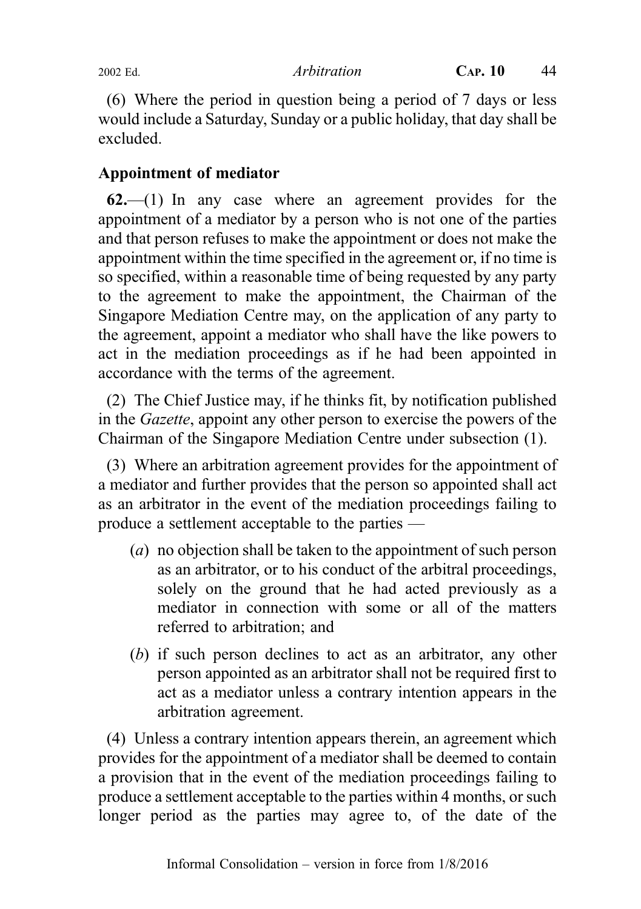(6) Where the period in question being a period of 7 days or less would include a Saturday, Sunday or a public holiday, that day shall be excluded.

### Appointment of mediator

**62.**—(1) In any case where an agreement provides for the appointment of a mediator by a person who is not one of the parties and that person refuses to make the appointment or does not make the appointment within the time specified in the agreement or, if no time is so specified, within a reasonable time of being requested by any party to the agreement to make the appointment, the Chairman of the Singapore Mediation Centre may, on the application of any party to the agreement, appoint a mediator who shall have the like powers to act in the mediation proceedings as if he had been appointed in accordance with the terms of the agreement.

(2) The Chief Justice may, if he thinks fit, by notification published in the *Gazette*, appoint any other person to exercise the powers of the Chairman of the Singapore Mediation Centre under subsection (1).

(3) Where an arbitration agreement provides for the appointment of a mediator and further provides that the person so appointed shall act as an arbitrator in the event of the mediation proceedings failing to produce a settlement acceptable to the parties —

- (*a*) no objection shall be taken to the appointment of such person as an arbitrator, or to his conduct of the arbitral proceedings, solely on the ground that he had acted previously as a mediator in connection with some or all of the matters referred to arbitration; and
- (*b*) if such person declines to act as an arbitrator, any other person appointed as an arbitrator shall not be required first to act as a mediator unless a contrary intention appears in the arbitration agreement.

(4) Unless a contrary intention appears therein, an agreement which provides for the appointment of a mediator shall be deemed to contain a provision that in the event of the mediation proceedings failing to produce a settlement acceptable to the parties within 4 months, or such longer period as the parties may agree to, of the date of the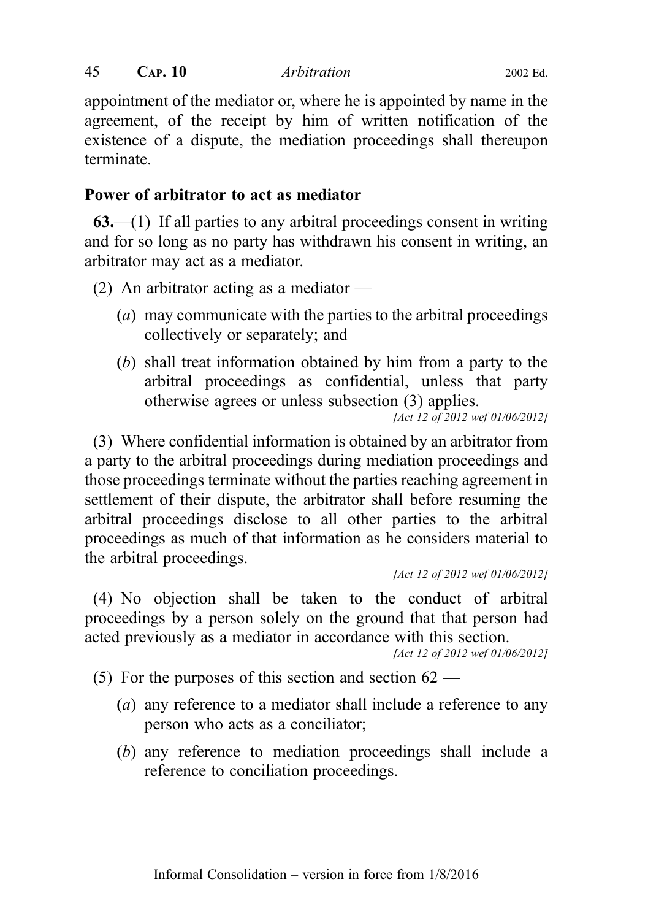appointment of the mediator or, where he is appointed by name in the agreement, of the receipt by him of written notification of the existence of a dispute, the mediation proceedings shall thereupon terminate.

### Power of arbitrator to act as mediator

**63.**—(1) If all parties to any arbitral proceedings consent in writing and for so long as no party has withdrawn his consent in writing, an arbitrator may act as a mediator.

(2) An arbitrator acting as a mediator —

(*a*) may communicate with the parties to the arbitral proceedings collectively or separately; and

(*b*) shall treat information obtained by him from a party to the arbitral proceedings as confidential, unless that party otherwise agrees or unless subsection (3) applies.

*[Act 12 of 2012 wef 01/06/2012]*

(3) Where confidential information is obtained by an arbitrator from a party to the arbitral proceedings during mediation proceedings and those proceedings terminate without the parties reaching agreement in settlement of their dispute, the arbitrator shall before resuming the arbitral proceedings disclose to all other parties to the arbitral proceedings as much of that information as he considers material to the arbitral proceedings.

*[Act 12 of 2012 wef 01/06/2012]*

(4) No objection shall be taken to the conduct of arbitral proceedings by a person solely on the ground that that person had acted previously as a mediator in accordance with this section.

*[Act 12 of 2012 wef 01/06/2012]*

(5) For the purposes of this section and section 62 —

(*a*) any reference to a mediator shall include a reference to any person who acts as a conciliator;

(*b*) any reference to mediation proceedings shall include a reference to conciliation proceedings.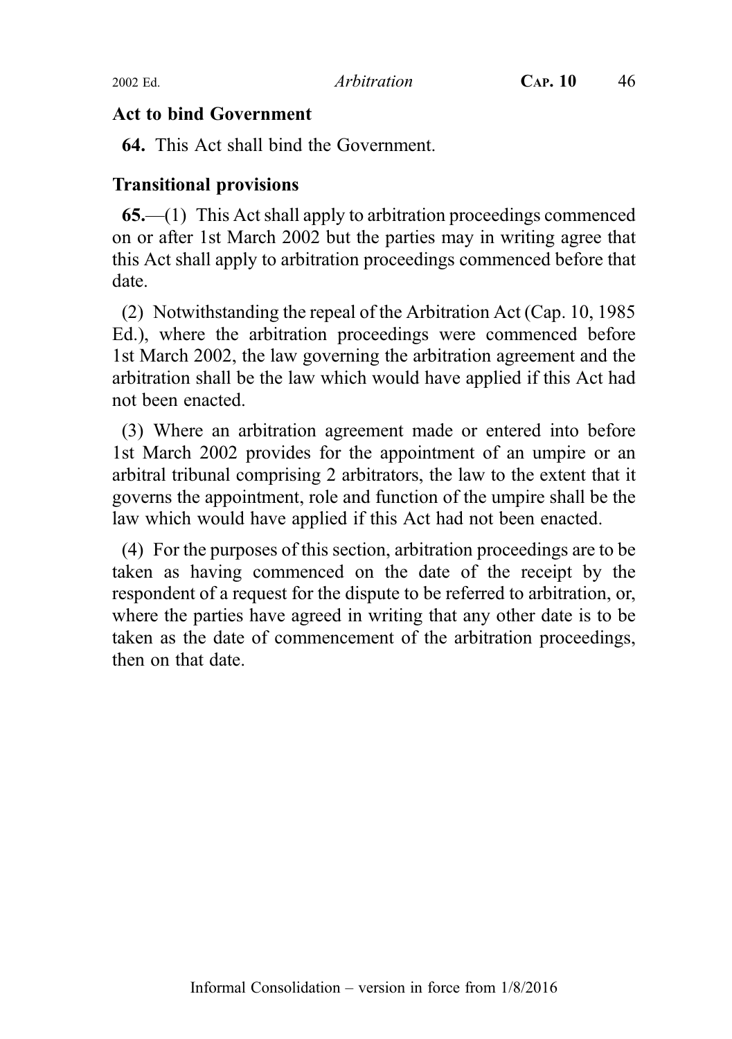**Act to bind Government**

**64.** This Act shall bind the Government.

**Transitional provisions**

**65.**—(1) This Act shall apply to arbitration proceedings commenced on or after 1st March 2002 but the parties may in writing agree that this Act shall apply to arbitration proceedings commenced before that date.

(2) Notwithstanding the repeal of the Arbitration Act (Cap. 10, 1985 Ed.), where the arbitration proceedings were commenced before 1st March 2002, the law governing the arbitration agreement and the arbitration shall be the law which would have applied if this Act had not been enacted.

(3) Where an arbitration agreement made or entered into before 1st March 2002 provides for the appointment of an umpire or an arbitral tribunal comprising 2 arbitrators, the law to the extent that it governs the appointment, role and function of the umpire shall be the law which would have applied if this Act had not been enacted.

(4) For the purposes of this section, arbitration proceedings are to be taken as having commenced on the date of the receipt by the respondent of a request for the dispute to be referred to arbitration, or, where the parties have agreed in writing that any other date is to be taken as the date of commencement of the arbitration proceedings, then on that date.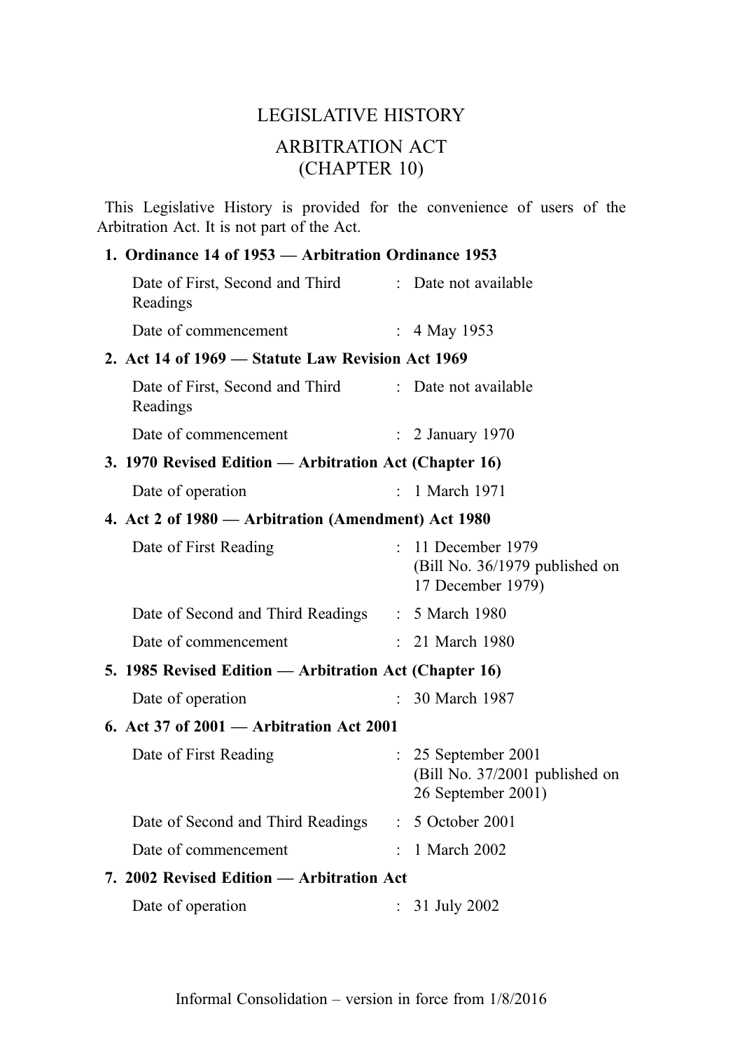# LEGISLATIVE HISTORY

## ARBITRATION ACT
## (CHAPTER 10)

This Legislative History is provided for the convenience of users of the Arbitration Act. It is not part of the Act.

**1. Ordinance 14 of 1953 — Arbitration Ordinance 1953**

| | | |
|---|---|---|
| Date of First, Second and Third Readings | : | Date not available |
| Date of commencement | : | 4 May 1953 |

**2. Act 14 of 1969 — Statute Law Revision Act 1969**

| | | |
|---|---|---|
| Date of First, Second and Third Readings | : | Date not available |
| Date of commencement | : | 2 January 1970 |

**3. 1970 Revised Edition — Arbitration Act (Chapter 16)**

| | | |
|---|---|---|
| Date of operation | : | 1 March 1971 |

**4. Act 2 of 1980 — Arbitration (Amendment) Act 1980**

| | | |
|---|---|---|
| Date of First Reading | : | 11 December 1979 (Bill No. 36/1979 published on 17 December 1979) |
| Date of Second and Third Readings | : | 5 March 1980 |
| Date of commencement | : | 21 March 1980 |

**5. 1985 Revised Edition — Arbitration Act (Chapter 16)**

| | | |
|---|---|---|
| Date of operation | : | 30 March 1987 |

**6. Act 37 of 2001 — Arbitration Act 2001**

| | | |
|---|---|---|
| Date of First Reading | : | 25 September 2001 (Bill No. 37/2001 published on 26 September 2001) |
| Date of Second and Third Readings | : | 5 October 2001 |
| Date of commencement | : | 1 March 2002 |

**7. 2002 Revised Edition — Arbitration Act**

| | | |
|---|---|---|
| Date of operation | : | 31 July 2002 |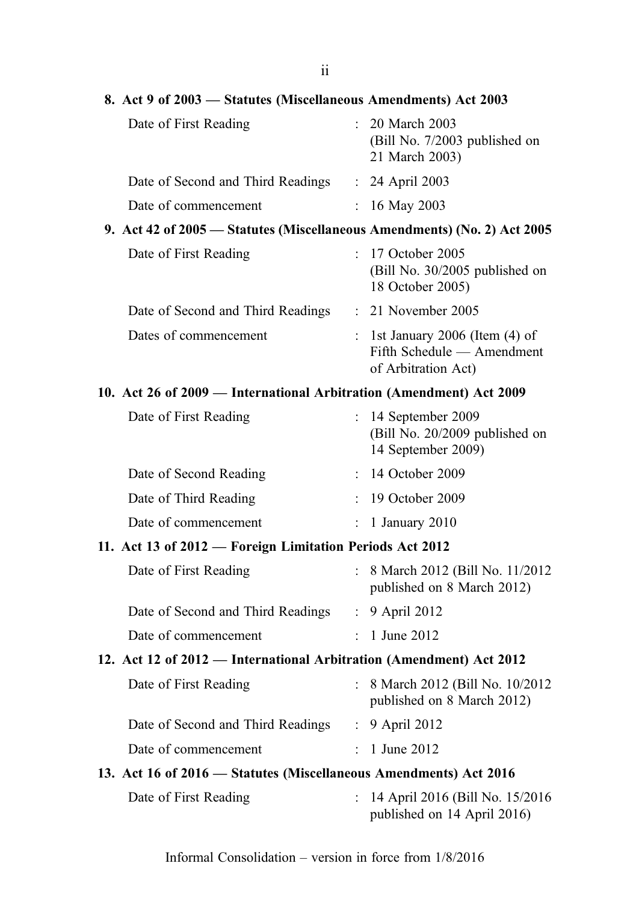**8. Act 9 of 2003 — Statutes (Miscellaneous Amendments) Act 2003**

| | | |
|---|---|---|
| Date of First Reading | : | 20 March 2003 (Bill No. 7/2003 published on 21 March 2003) |
| Date of Second and Third Readings | : | 24 April 2003 |
| Date of commencement | : | 16 May 2003 |

**9. Act 42 of 2005 — Statutes (Miscellaneous Amendments) (No. 2) Act 2005**

| | | |
|---|---|---|
| Date of First Reading | : | 17 October 2005 (Bill No. 30/2005 published on 18 October 2005) |
| Date of Second and Third Readings | : | 21 November 2005 |
| Dates of commencement | : | 1st January 2006 (Item (4) of Fifth Schedule — Amendment of Arbitration Act) |

**10. Act 26 of 2009 — International Arbitration (Amendment) Act 2009**

| | | |
|---|---|---|
| Date of First Reading | : | 14 September 2009 (Bill No. 20/2009 published on 14 September 2009) |
| Date of Second Reading | : | 14 October 2009 |
| Date of Third Reading | : | 19 October 2009 |
| Date of commencement | : | 1 January 2010 |

**11. Act 13 of 2012 — Foreign Limitation Periods Act 2012**

| | | |
|---|---|---|
| Date of First Reading | : | 8 March 2012 (Bill No. 11/2012 published on 8 March 2012) |
| Date of Second and Third Readings | : | 9 April 2012 |
| Date of commencement | : | 1 June 2012 |

**12. Act 12 of 2012 — International Arbitration (Amendment) Act 2012**

| | | |
|---|---|---|
| Date of First Reading | : | 8 March 2012 (Bill No. 10/2012 published on 8 March 2012) |
| Date of Second and Third Readings | : | 9 April 2012 |
| Date of commencement | : | 1 June 2012 |

**13. Act 16 of 2016 — Statutes (Miscellaneous Amendments) Act 2016**

| | | |
|---|---|---|
| Date of First Reading | : | 14 April 2016 (Bill No. 15/2016 published on 14 April 2016) |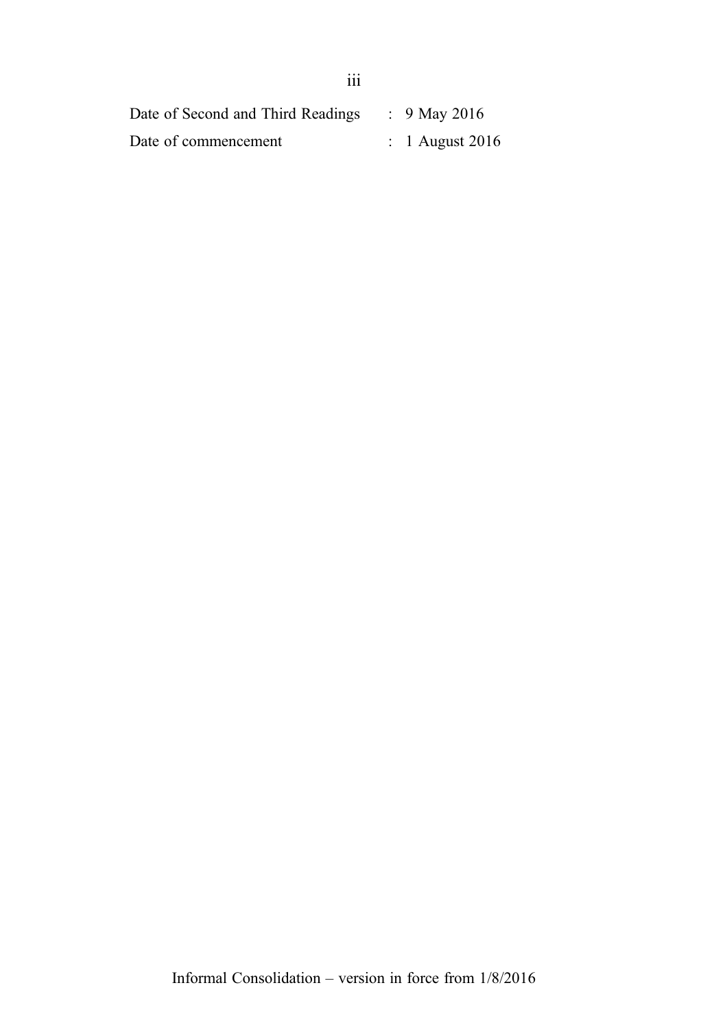| | | |
|---|---|---|
| Date of Second and Third Readings | : | 9 May 2016 |
| Date of commencement | : | 1 August 2016 |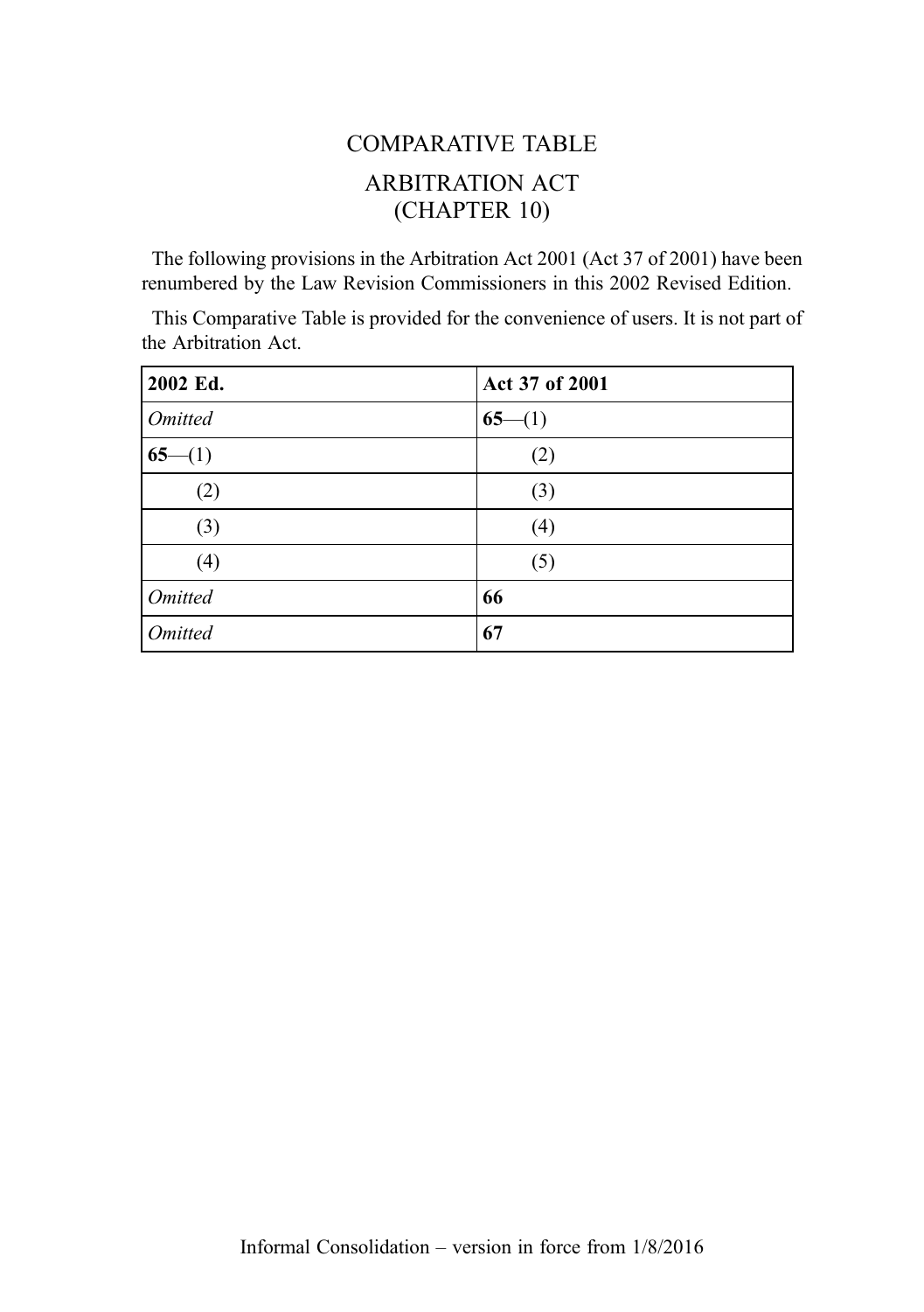# COMPARATIVE TABLE

## ARBITRATION ACT
## (CHAPTER 10)

The following provisions in the Arbitration Act 2001 (Act 37 of 2001) have been renumbered by the Law Revision Commissioners in this 2002 Revised Edition.

This Comparative Table is provided for the convenience of users. It is not part of the Arbitration Act.

| 2002 Ed. | Act 37 of 2001 |
|---|---|
| *Omitted* | **65**—(1) |
| **65**—(1) | (2) |
| (2) | (3) |
| (3) | (4) |
| (4) | (5) |
| *Omitted* | **66** |
| *Omitted* | **67** |

Informal Consolidation – version in force from 1/8/2016